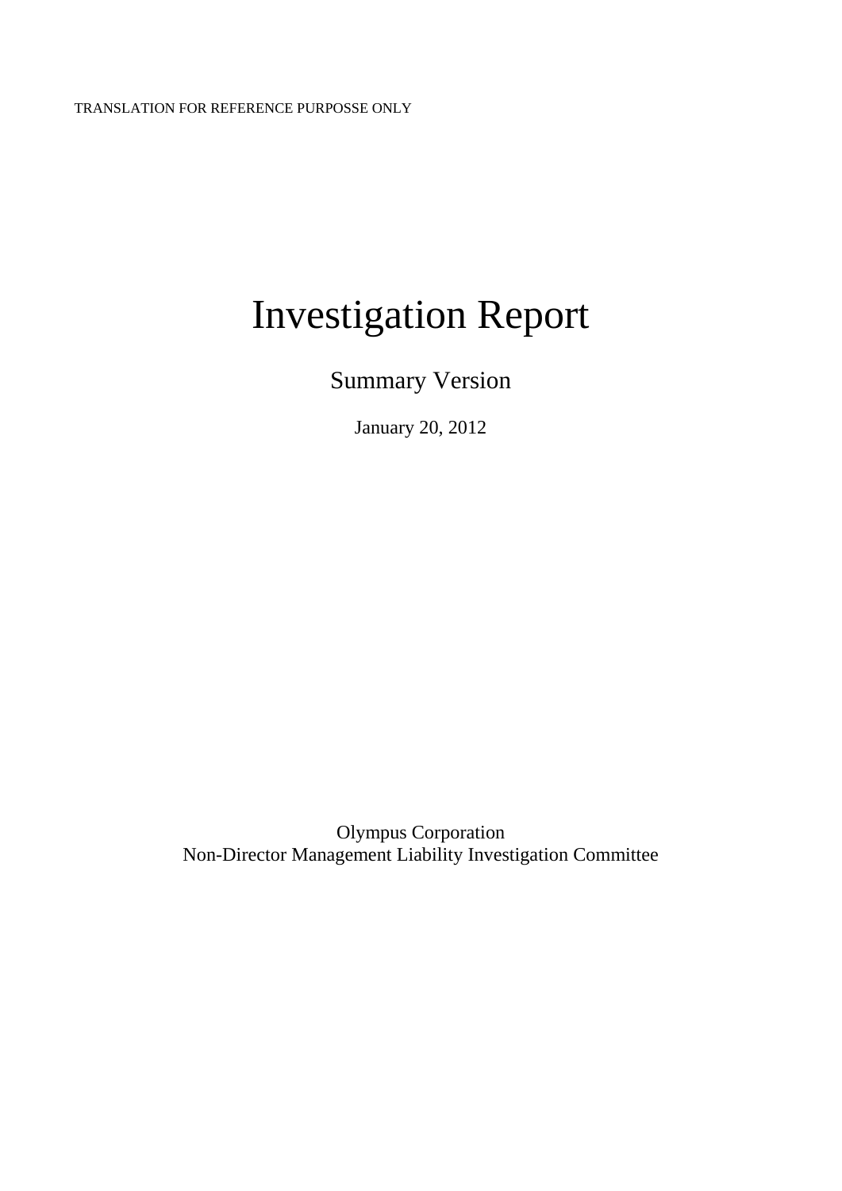TRANSLATION FOR REFERENCE PURPOSSE ONLY

# Investigation Report

## Summary Version

January 20, 2012

Olympus Corporation
Non-Director Management Liability Investigation Committee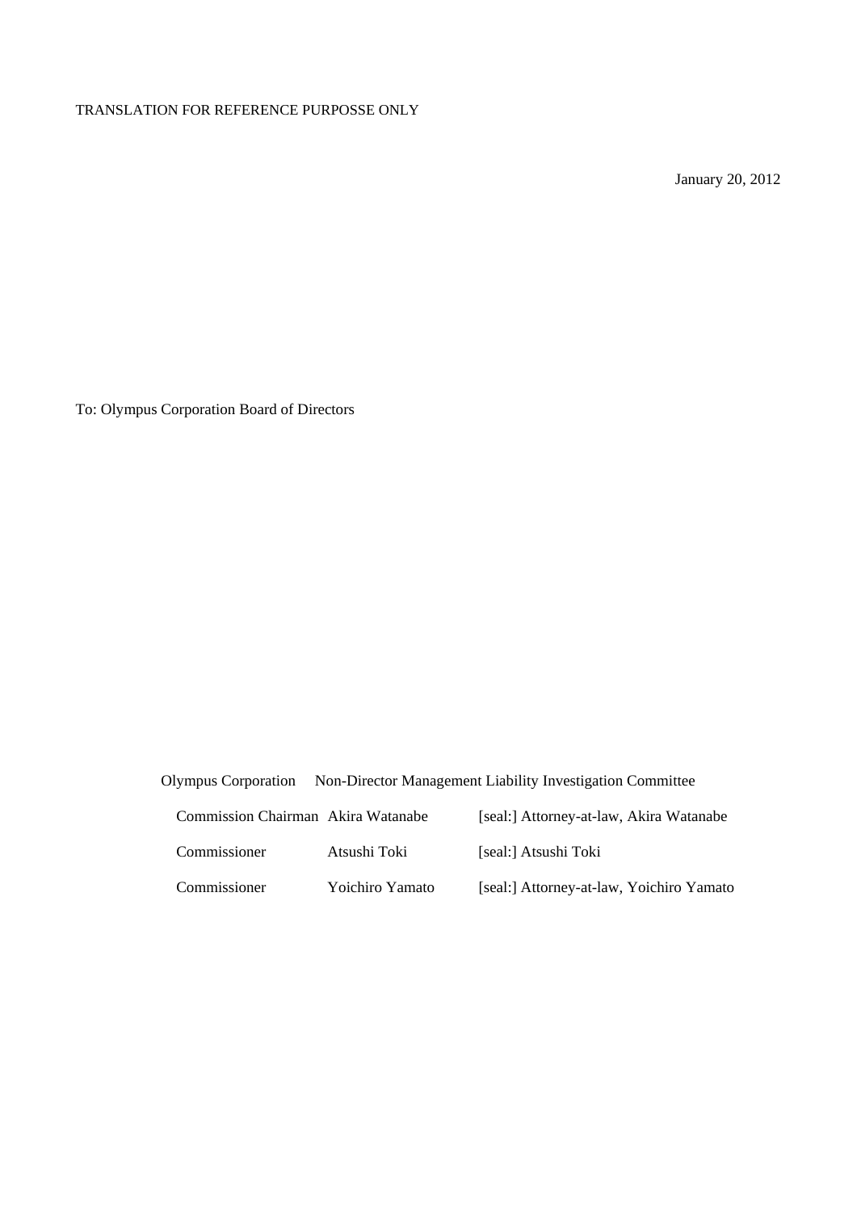TRANSLATION FOR REFERENCE PURPOSSE ONLY

January 20, 2012

To: Olympus Corporation Board of Directors

Olympus Corporation Non-Director Management Liability Investigation Committee

| | | |
|---|---|---|
| Commission Chairman | Akira Watanabe | [seal:] Attorney-at-law, Akira Watanabe |
| Commissioner | Atsushi Toki | [seal:] Atsushi Toki |
| Commissioner | Yoichiro Yamato | [seal:] Attorney-at-law, Yoichiro Yamato |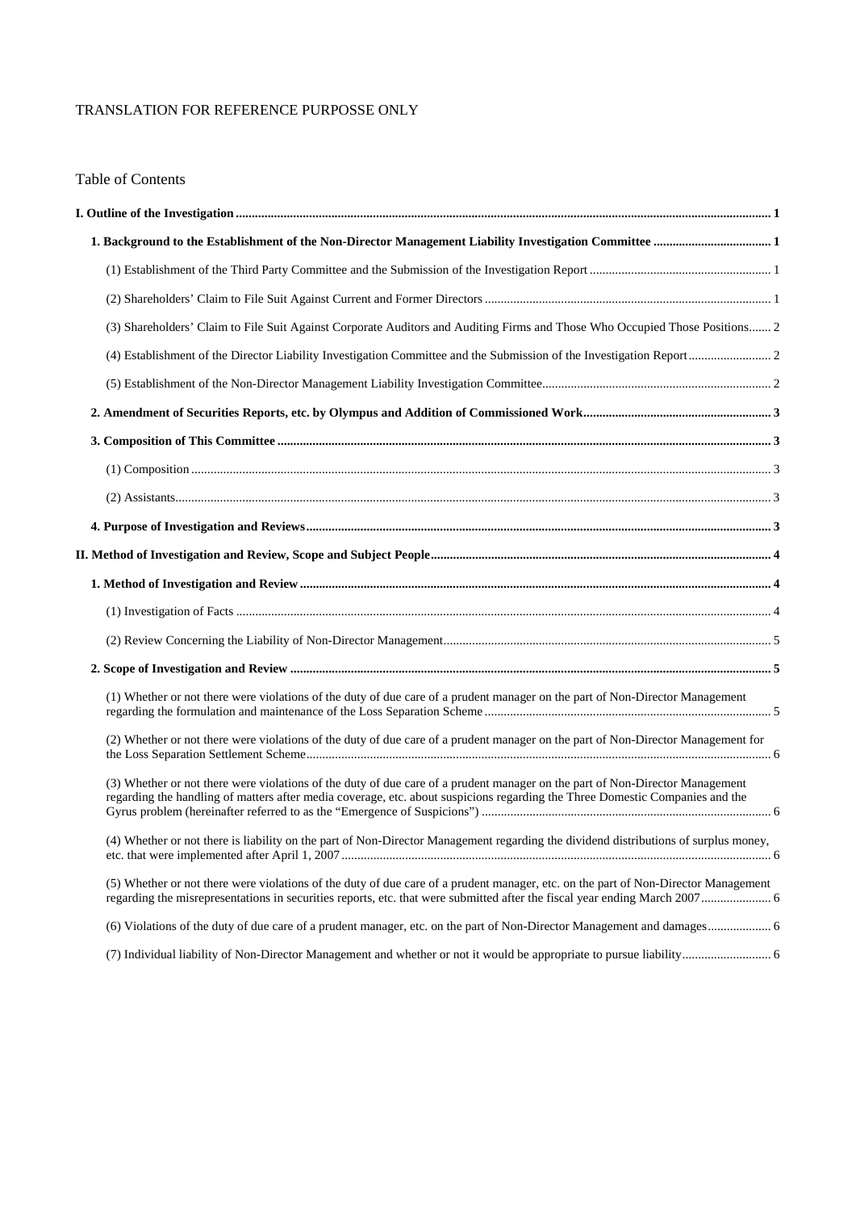TRANSLATION FOR REFERENCE PURPOSSE ONLY

Table of Contents

**I. Outline of the Investigation** ..... 1

**1. Background to the Establishment of the Non-Director Management Liability Investigation Committee** ..... 1

(1) Establishment of the Third Party Committee and the Submission of the Investigation Report ..... 1

(2) Shareholders' Claim to File Suit Against Current and Former Directors ..... 1

(3) Shareholders' Claim to File Suit Against Corporate Auditors and Auditing Firms and Those Who Occupied Those Positions ..... 2

(4) Establishment of the Director Liability Investigation Committee and the Submission of the Investigation Report ..... 2

(5) Establishment of the Non-Director Management Liability Investigation Committee ..... 2

**2. Amendment of Securities Reports, etc. by Olympus and Addition of Commissioned Work** ..... 3

**3. Composition of This Committee** ..... 3

(1) Composition ..... 3

(2) Assistants ..... 3

**4. Purpose of Investigation and Reviews** ..... 3

**II. Method of Investigation and Review, Scope and Subject People** ..... 4

**1. Method of Investigation and Review** ..... 4

(1) Investigation of Facts ..... 4

(2) Review Concerning the Liability of Non-Director Management ..... 5

**2. Scope of Investigation and Review** ..... 5

(1) Whether or not there were violations of the duty of due care of a prudent manager on the part of Non-Director Management regarding the formulation and maintenance of the Loss Separation Scheme ..... 5

(2) Whether or not there were violations of the duty of due care of a prudent manager on the part of Non-Director Management for the Loss Separation Settlement Scheme ..... 6

(3) Whether or not there were violations of the duty of due care of a prudent manager on the part of Non-Director Management regarding the handling of matters after media coverage, etc. about suspicions regarding the Three Domestic Companies and the Gyrus problem (hereinafter referred to as the "Emergence of Suspicions") ..... 6

(4) Whether or not there is liability on the part of Non-Director Management regarding the dividend distributions of surplus money, etc. that were implemented after April 1, 2007 ..... 6

(5) Whether or not there were violations of the duty of due care of a prudent manager, etc. on the part of Non-Director Management regarding the misrepresentations in securities reports, etc. that were submitted after the fiscal year ending March 2007 ..... 6

(6) Violations of the duty of due care of a prudent manager, etc. on the part of Non-Director Management and damages ..... 6

(7) Individual liability of Non-Director Management and whether or not it would be appropriate to pursue liability ..... 6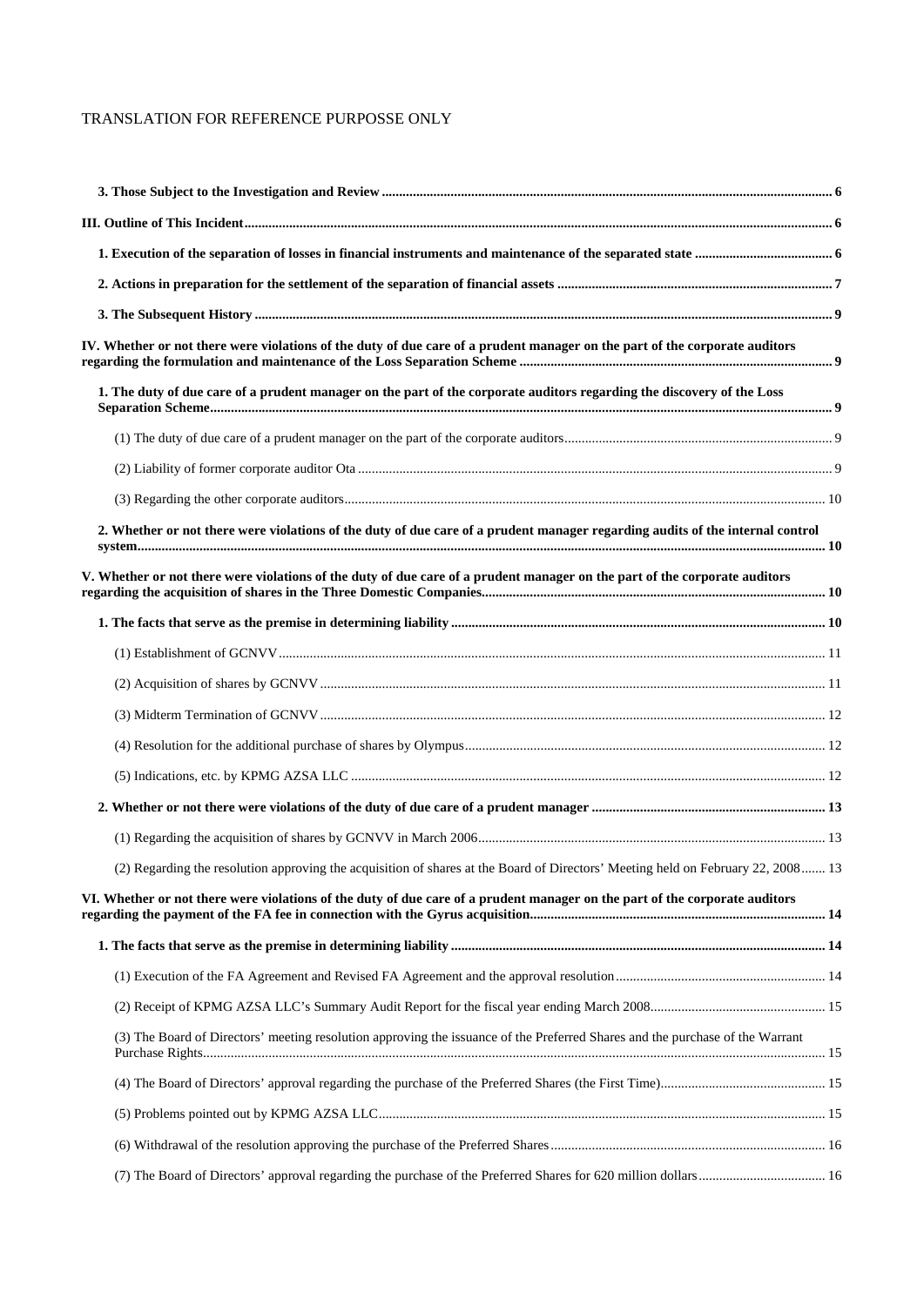TRANSLATION FOR REFERENCE PURPOSSE ONLY

**3. Those Subject to the Investigation and Review** ..... 6

**III. Outline of This Incident** ..... 6

**1. Execution of the separation of losses in financial instruments and maintenance of the separated state** ..... 6

**2. Actions in preparation for the settlement of the separation of financial assets** ..... 7

**3. The Subsequent History** ..... 9

**IV. Whether or not there were violations of the duty of due care of a prudent manager on the part of the corporate auditors regarding the formulation and maintenance of the Loss Separation Scheme** ..... 9

**1. The duty of due care of a prudent manager on the part of the corporate auditors regarding the discovery of the Loss Separation Scheme** ..... 9

(1) The duty of due care of a prudent manager on the part of the corporate auditors ..... 9

(2) Liability of former corporate auditor Ota ..... 9

(3) Regarding the other corporate auditors ..... 10

**2. Whether or not there were violations of the duty of due care of a prudent manager regarding audits of the internal control system** ..... 10

**V. Whether or not there were violations of the duty of due care of a prudent manager on the part of the corporate auditors regarding the acquisition of shares in the Three Domestic Companies** ..... 10

**1. The facts that serve as the premise in determining liability** ..... 10

(1) Establishment of GCNVV ..... 11

(2) Acquisition of shares by GCNVV ..... 11

(3) Midterm Termination of GCNVV ..... 12

(4) Resolution for the additional purchase of shares by Olympus ..... 12

(5) Indications, etc. by KPMG AZSA LLC ..... 12

**2. Whether or not there were violations of the duty of due care of a prudent manager** ..... 13

(1) Regarding the acquisition of shares by GCNVV in March 2006 ..... 13

(2) Regarding the resolution approving the acquisition of shares at the Board of Directors' Meeting held on February 22, 2008 ..... 13

**VI. Whether or not there were violations of the duty of due care of a prudent manager on the part of the corporate auditors regarding the payment of the FA fee in connection with the Gyrus acquisition** ..... 14

**1. The facts that serve as the premise in determining liability** ..... 14

(1) Execution of the FA Agreement and Revised FA Agreement and the approval resolution ..... 14

(2) Receipt of KPMG AZSA LLC's Summary Audit Report for the fiscal year ending March 2008 ..... 15

(3) The Board of Directors' meeting resolution approving the issuance of the Preferred Shares and the purchase of the Warrant Purchase Rights ..... 15

(4) The Board of Directors' approval regarding the purchase of the Preferred Shares (the First Time) ..... 15

(5) Problems pointed out by KPMG AZSA LLC ..... 15

(6) Withdrawal of the resolution approving the purchase of the Preferred Shares ..... 16

(7) The Board of Directors' approval regarding the purchase of the Preferred Shares for 620 million dollars ..... 16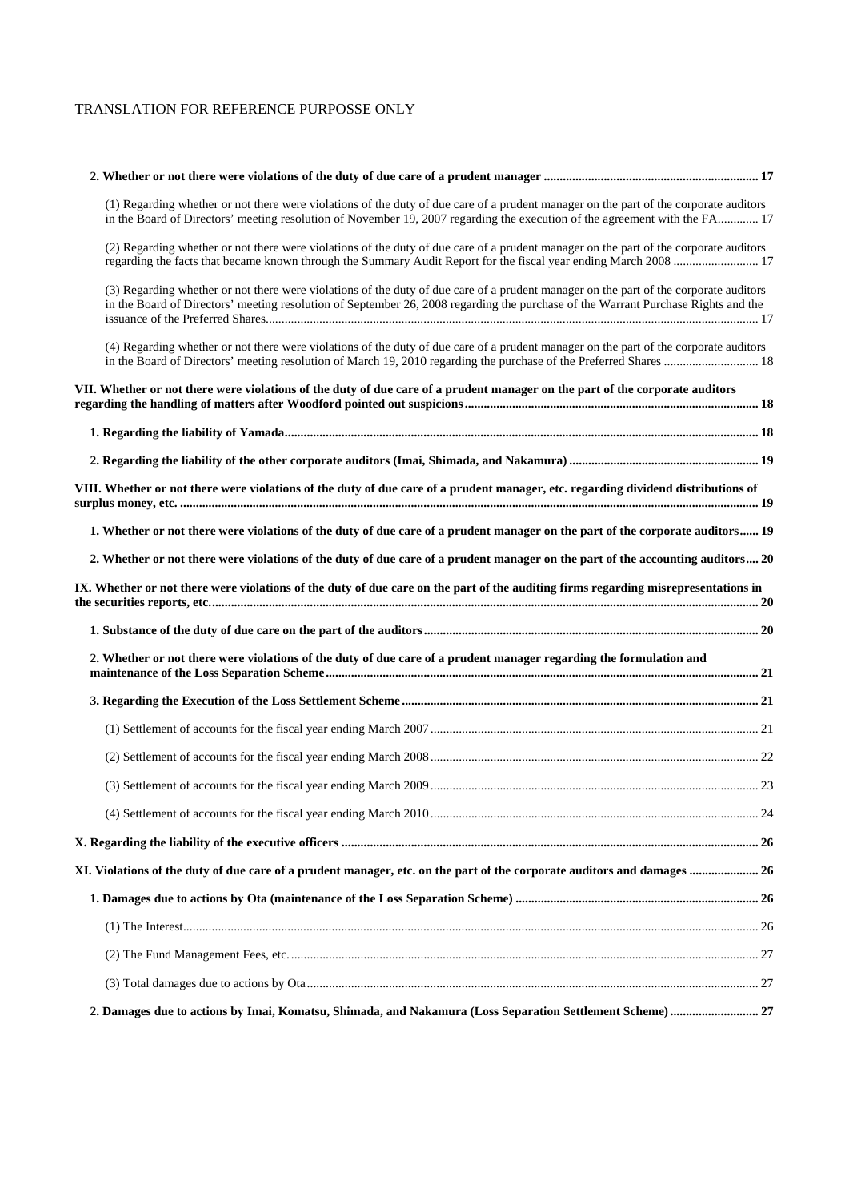TRANSLATION FOR REFERENCE PURPOSSE ONLY

**2. Whether or not there were violations of the duty of due care of a prudent manager ..................................................................... 17**

(1) Regarding whether or not there were violations of the duty of due care of a prudent manager on the part of the corporate auditors in the Board of Directors' meeting resolution of November 19, 2007 regarding the execution of the agreement with the FA............. 17

(2) Regarding whether or not there were violations of the duty of due care of a prudent manager on the part of the corporate auditors regarding the facts that became known through the Summary Audit Report for the fiscal year ending March 2008 ........................... 17

(3) Regarding whether or not there were violations of the duty of due care of a prudent manager on the part of the corporate auditors in the Board of Directors' meeting resolution of September 26, 2008 regarding the purchase of the Warrant Purchase Rights and the issuance of the Preferred Shares........................................................................................................................................................... 17

(4) Regarding whether or not there were violations of the duty of due care of a prudent manager on the part of the corporate auditors in the Board of Directors' meeting resolution of March 19, 2010 regarding the purchase of the Preferred Shares .............................. 18

**VII. Whether or not there were violations of the duty of due care of a prudent manager on the part of the corporate auditors regarding the handling of matters after Woodford pointed out suspicions.............................................................................................. 18**

**1. Regarding the liability of Yamada.................................................................................................................................................... 18**

**2. Regarding the liability of the other corporate auditors (Imai, Shimada, and Nakamura) ............................................................ 19**

**VIII. Whether or not there were violations of the duty of due care of a prudent manager, etc. regarding dividend distributions of surplus money, etc. ....................................................................................................................................................................... 19**

**1. Whether or not there were violations of the duty of due care of a prudent manager on the part of the corporate auditors...... 19**

**2. Whether or not there were violations of the duty of due care of a prudent manager on the part of the accounting auditors.... 20**

**IX. Whether or not there were violations of the duty of due care on the part of the auditing firms regarding misrepresentations in the securities reports, etc.................................................................................................................................................................. 20**

**1. Substance of the duty of due care on the part of the auditors......................................................................................................... 20**

**2. Whether or not there were violations of the duty of due care of a prudent manager regarding the formulation and maintenance of the Loss Separation Scheme......................................................................................................................................... 21**

**3. Regarding the Execution of the Loss Settlement Scheme................................................................................................................ 21**

(1) Settlement of accounts for the fiscal year ending March 2007........................................................................................................ 21

(2) Settlement of accounts for the fiscal year ending March 2008........................................................................................................ 22

(3) Settlement of accounts for the fiscal year ending March 2009........................................................................................................ 23

(4) Settlement of accounts for the fiscal year ending March 2010........................................................................................................ 24

**X. Regarding the liability of the executive officers ................................................................................................................................... 26**

**XI. Violations of the duty of due care of a prudent manager, etc. on the part of the corporate auditors and damages ...................... 26**

**1. Damages due to actions by Ota (maintenance of the Loss Separation Scheme) ............................................................................ 26**

(1) The Interest......................................................................................................................................................................................... 26

(2) The Fund Management Fees, etc. ..................................................................................................................................................... 27

(3) Total damages due to actions by Ota................................................................................................................................................. 27

**2. Damages due to actions by Imai, Komatsu, Shimada, and Nakamura (Loss Separation Settlement Scheme)............................ 27**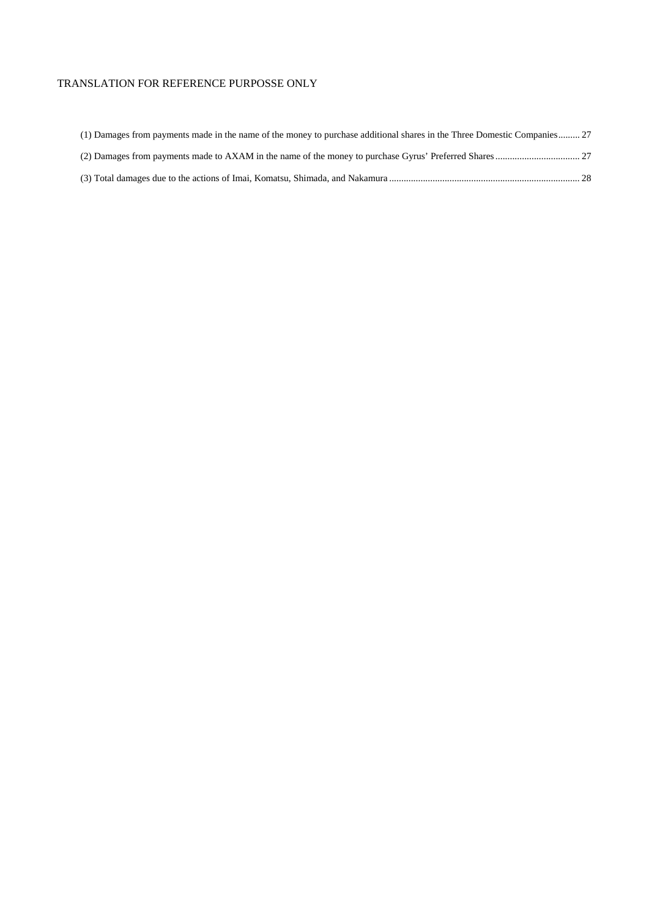TRANSLATION FOR REFERENCE PURPOSSE ONLY

(1) Damages from payments made in the name of the money to purchase additional shares in the Three Domestic Companies......... 27

(2) Damages from payments made to AXAM in the name of the money to purchase Gyrus' Preferred Shares.................................. 27

(3) Total damages due to the actions of Imai, Komatsu, Shimada, and Nakamura.............................................................................. 28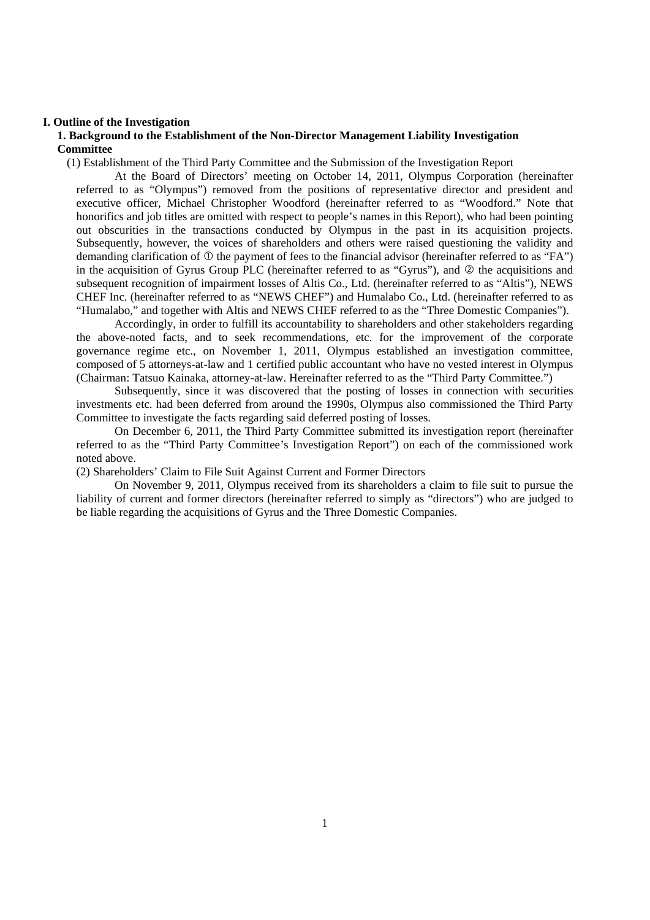# I. Outline of the Investigation

## 1. Background to the Establishment of the Non-Director Management Liability Investigation Committee

(1) Establishment of the Third Party Committee and the Submission of the Investigation Report

At the Board of Directors' meeting on October 14, 2011, Olympus Corporation (hereinafter referred to as "Olympus") removed from the positions of representative director and president and executive officer, Michael Christopher Woodford (hereinafter referred to as "Woodford." Note that honorifics and job titles are omitted with respect to people's names in this Report), who had been pointing out obscurities in the transactions conducted by Olympus in the past in its acquisition projects. Subsequently, however, the voices of shareholders and others were raised questioning the validity and demanding clarification of ① the payment of fees to the financial advisor (hereinafter referred to as "FA") in the acquisition of Gyrus Group PLC (hereinafter referred to as "Gyrus"), and ② the acquisitions and subsequent recognition of impairment losses of Altis Co., Ltd. (hereinafter referred to as "Altis"), NEWS CHEF Inc. (hereinafter referred to as "NEWS CHEF") and Humalabo Co., Ltd. (hereinafter referred to as "Humalabo," and together with Altis and NEWS CHEF referred to as the "Three Domestic Companies").

Accordingly, in order to fulfill its accountability to shareholders and other stakeholders regarding the above-noted facts, and to seek recommendations, etc. for the improvement of the corporate governance regime etc., on November 1, 2011, Olympus established an investigation committee, composed of 5 attorneys-at-law and 1 certified public accountant who have no vested interest in Olympus (Chairman: Tatsuo Kainaka, attorney-at-law. Hereinafter referred to as the "Third Party Committee.")

Subsequently, since it was discovered that the posting of losses in connection with securities investments etc. had been deferred from around the 1990s, Olympus also commissioned the Third Party Committee to investigate the facts regarding said deferred posting of losses.

On December 6, 2011, the Third Party Committee submitted its investigation report (hereinafter referred to as the "Third Party Committee's Investigation Report") on each of the commissioned work noted above.

(2) Shareholders' Claim to File Suit Against Current and Former Directors

On November 9, 2011, Olympus received from its shareholders a claim to file suit to pursue the liability of current and former directors (hereinafter referred to simply as "directors") who are judged to be liable regarding the acquisitions of Gyrus and the Three Domestic Companies.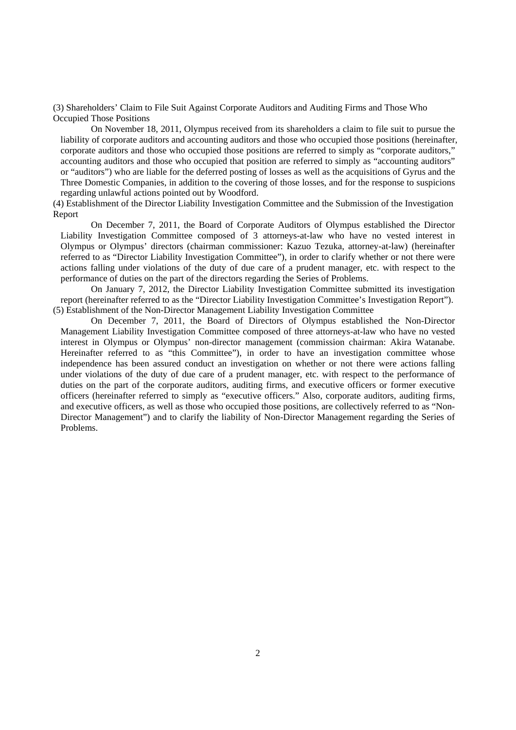(3) Shareholders' Claim to File Suit Against Corporate Auditors and Auditing Firms and Those Who Occupied Those Positions

On November 18, 2011, Olympus received from its shareholders a claim to file suit to pursue the liability of corporate auditors and accounting auditors and those who occupied those positions (hereinafter, corporate auditors and those who occupied those positions are referred to simply as "corporate auditors," accounting auditors and those who occupied that position are referred to simply as "accounting auditors" or "auditors") who are liable for the deferred posting of losses as well as the acquisitions of Gyrus and the Three Domestic Companies, in addition to the covering of those losses, and for the response to suspicions regarding unlawful actions pointed out by Woodford.

(4) Establishment of the Director Liability Investigation Committee and the Submission of the Investigation Report

On December 7, 2011, the Board of Corporate Auditors of Olympus established the Director Liability Investigation Committee composed of 3 attorneys-at-law who have no vested interest in Olympus or Olympus' directors (chairman commissioner: Kazuo Tezuka, attorney-at-law) (hereinafter referred to as "Director Liability Investigation Committee"), in order to clarify whether or not there were actions falling under violations of the duty of due care of a prudent manager, etc. with respect to the performance of duties on the part of the directors regarding the Series of Problems.

On January 7, 2012, the Director Liability Investigation Committee submitted its investigation report (hereinafter referred to as the "Director Liability Investigation Committee's Investigation Report").

(5) Establishment of the Non-Director Management Liability Investigation Committee

On December 7, 2011, the Board of Directors of Olympus established the Non-Director Management Liability Investigation Committee composed of three attorneys-at-law who have no vested interest in Olympus or Olympus' non-director management (commission chairman: Akira Watanabe. Hereinafter referred to as "this Committee"), in order to have an investigation committee whose independence has been assured conduct an investigation on whether or not there were actions falling under violations of the duty of due care of a prudent manager, etc. with respect to the performance of duties on the part of the corporate auditors, auditing firms, and executive officers or former executive officers (hereinafter referred to simply as "executive officers." Also, corporate auditors, auditing firms, and executive officers, as well as those who occupied those positions, are collectively referred to as "Non-Director Management") and to clarify the liability of Non-Director Management regarding the Series of Problems.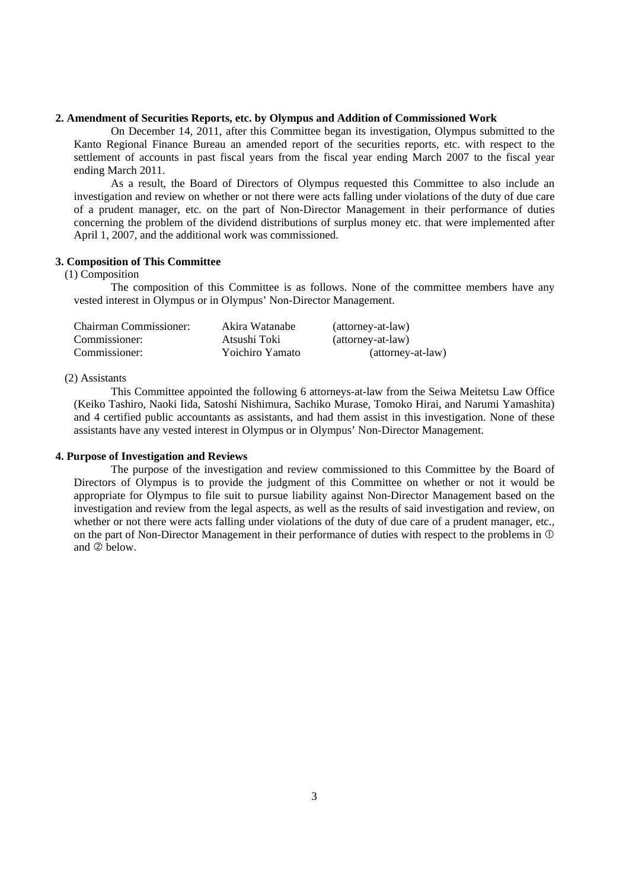## 2. Amendment of Securities Reports, etc. by Olympus and Addition of Commissioned Work

On December 14, 2011, after this Committee began its investigation, Olympus submitted to the Kanto Regional Finance Bureau an amended report of the securities reports, etc. with respect to the settlement of accounts in past fiscal years from the fiscal year ending March 2007 to the fiscal year ending March 2011.

As a result, the Board of Directors of Olympus requested this Committee to also include an investigation and review on whether or not there were acts falling under violations of the duty of due care of a prudent manager, etc. on the part of Non-Director Management in their performance of duties concerning the problem of the dividend distributions of surplus money etc. that were implemented after April 1, 2007, and the additional work was commissioned.

## 3. Composition of This Committee

(1) Composition

The composition of this Committee is as follows. None of the committee members have any vested interest in Olympus or in Olympus' Non-Director Management.

| | | |
|---|---|---|
| Chairman Commissioner: | Akira Watanabe | (attorney-at-law) |
| Commissioner: | Atsushi Toki | (attorney-at-law) |
| Commissioner: | Yoichiro Yamato | (attorney-at-law) |

(2) Assistants

This Committee appointed the following 6 attorneys-at-law from the Seiwa Meitetsu Law Office (Keiko Tashiro, Naoki Iida, Satoshi Nishimura, Sachiko Murase, Tomoko Hirai, and Narumi Yamashita) and 4 certified public accountants as assistants, and had them assist in this investigation. None of these assistants have any vested interest in Olympus or in Olympus' Non-Director Management.

## 4. Purpose of Investigation and Reviews

The purpose of the investigation and review commissioned to this Committee by the Board of Directors of Olympus is to provide the judgment of this Committee on whether or not it would be appropriate for Olympus to file suit to pursue liability against Non-Director Management based on the investigation and review from the legal aspects, as well as the results of said investigation and review, on whether or not there were acts falling under violations of the duty of due care of a prudent manager, etc., on the part of Non-Director Management in their performance of duties with respect to the problems in ① and ② below.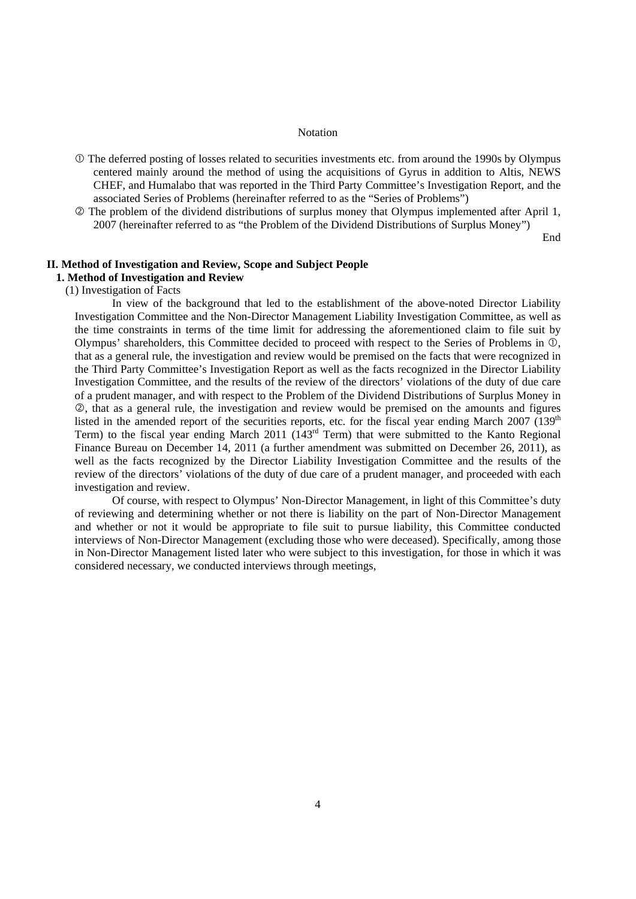Notation

① The deferred posting of losses related to securities investments etc. from around the 1990s by Olympus centered mainly around the method of using the acquisitions of Gyrus in addition to Altis, NEWS CHEF, and Humalabo that was reported in the Third Party Committee's Investigation Report, and the associated Series of Problems (hereinafter referred to as the "Series of Problems")

② The problem of the dividend distributions of surplus money that Olympus implemented after April 1, 2007 (hereinafter referred to as "the Problem of the Dividend Distributions of Surplus Money")

End

## II. Method of Investigation and Review, Scope and Subject People

### 1. Method of Investigation and Review

(1) Investigation of Facts

In view of the background that led to the establishment of the above-noted Director Liability Investigation Committee and the Non-Director Management Liability Investigation Committee, as well as the time constraints in terms of the time limit for addressing the aforementioned claim to file suit by Olympus' shareholders, this Committee decided to proceed with respect to the Series of Problems in ①, that as a general rule, the investigation and review would be premised on the facts that were recognized in the Third Party Committee's Investigation Report as well as the facts recognized in the Director Liability Investigation Committee, and the results of the review of the directors' violations of the duty of due care of a prudent manager, and with respect to the Problem of the Dividend Distributions of Surplus Money in ②, that as a general rule, the investigation and review would be premised on the amounts and figures listed in the amended report of the securities reports, etc. for the fiscal year ending March 2007 (139th Term) to the fiscal year ending March 2011 (143rd Term) that were submitted to the Kanto Regional Finance Bureau on December 14, 2011 (a further amendment was submitted on December 26, 2011), as well as the facts recognized by the Director Liability Investigation Committee and the results of the review of the directors' violations of the duty of due care of a prudent manager, and proceeded with each investigation and review.

Of course, with respect to Olympus' Non-Director Management, in light of this Committee's duty of reviewing and determining whether or not there is liability on the part of Non-Director Management and whether or not it would be appropriate to file suit to pursue liability, this Committee conducted interviews of Non-Director Management (excluding those who were deceased). Specifically, among those in Non-Director Management listed later who were subject to this investigation, for those in which it was considered necessary, we conducted interviews through meetings,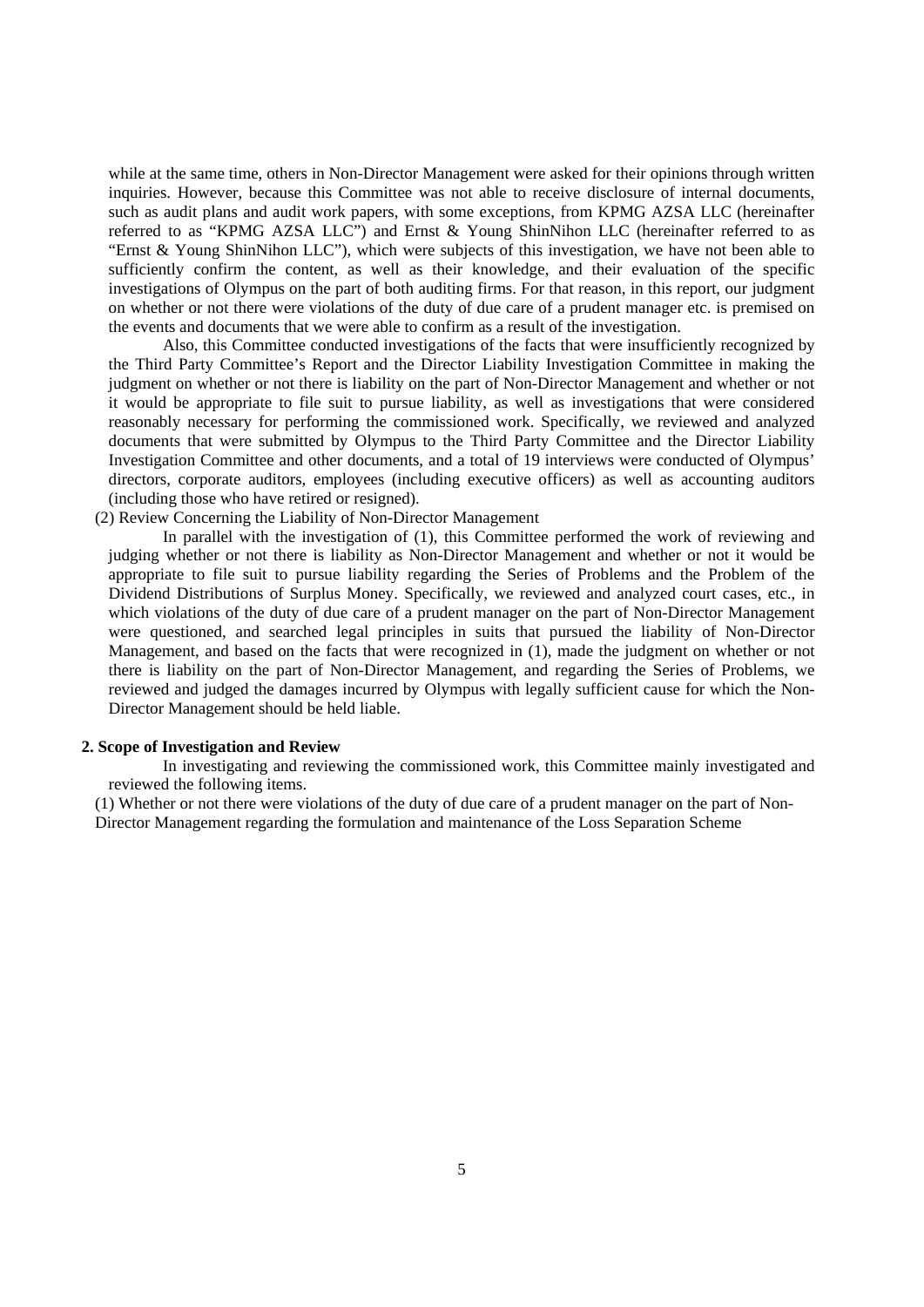while at the same time, others in Non-Director Management were asked for their opinions through written inquiries. However, because this Committee was not able to receive disclosure of internal documents, such as audit plans and audit work papers, with some exceptions, from KPMG AZSA LLC (hereinafter referred to as "KPMG AZSA LLC") and Ernst & Young ShinNihon LLC (hereinafter referred to as "Ernst & Young ShinNihon LLC"), which were subjects of this investigation, we have not been able to sufficiently confirm the content, as well as their knowledge, and their evaluation of the specific investigations of Olympus on the part of both auditing firms. For that reason, in this report, our judgment on whether or not there were violations of the duty of due care of a prudent manager etc. is premised on the events and documents that we were able to confirm as a result of the investigation.

Also, this Committee conducted investigations of the facts that were insufficiently recognized by the Third Party Committee's Report and the Director Liability Investigation Committee in making the judgment on whether or not there is liability on the part of Non-Director Management and whether or not it would be appropriate to file suit to pursue liability, as well as investigations that were considered reasonably necessary for performing the commissioned work. Specifically, we reviewed and analyzed documents that were submitted by Olympus to the Third Party Committee and the Director Liability Investigation Committee and other documents, and a total of 19 interviews were conducted of Olympus' directors, corporate auditors, employees (including executive officers) as well as accounting auditors (including those who have retired or resigned).

(2) Review Concerning the Liability of Non-Director Management

In parallel with the investigation of (1), this Committee performed the work of reviewing and judging whether or not there is liability as Non-Director Management and whether or not it would be appropriate to file suit to pursue liability regarding the Series of Problems and the Problem of the Dividend Distributions of Surplus Money. Specifically, we reviewed and analyzed court cases, etc., in which violations of the duty of due care of a prudent manager on the part of Non-Director Management were questioned, and searched legal principles in suits that pursued the liability of Non-Director Management, and based on the facts that were recognized in (1), made the judgment on whether or not there is liability on the part of Non-Director Management, and regarding the Series of Problems, we reviewed and judged the damages incurred by Olympus with legally sufficient cause for which the Non-Director Management should be held liable.

**2. Scope of Investigation and Review**

In investigating and reviewing the commissioned work, this Committee mainly investigated and reviewed the following items.

(1) Whether or not there were violations of the duty of due care of a prudent manager on the part of Non-Director Management regarding the formulation and maintenance of the Loss Separation Scheme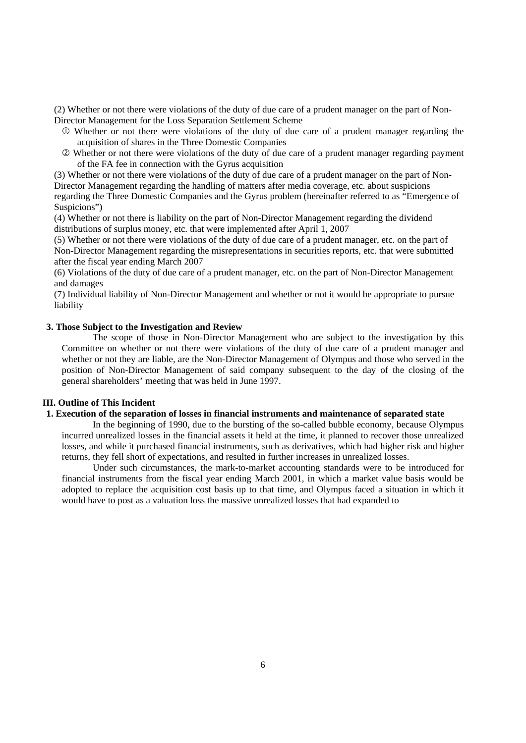(2) Whether or not there were violations of the duty of due care of a prudent manager on the part of Non-Director Management for the Loss Separation Settlement Scheme

① Whether or not there were violations of the duty of due care of a prudent manager regarding the acquisition of shares in the Three Domestic Companies

② Whether or not there were violations of the duty of due care of a prudent manager regarding payment of the FA fee in connection with the Gyrus acquisition

(3) Whether or not there were violations of the duty of due care of a prudent manager on the part of Non-Director Management regarding the handling of matters after media coverage, etc. about suspicions regarding the Three Domestic Companies and the Gyrus problem (hereinafter referred to as "Emergence of Suspicions")

(4) Whether or not there is liability on the part of Non-Director Management regarding the dividend distributions of surplus money, etc. that were implemented after April 1, 2007

(5) Whether or not there were violations of the duty of due care of a prudent manager, etc. on the part of Non-Director Management regarding the misrepresentations in securities reports, etc. that were submitted after the fiscal year ending March 2007

(6) Violations of the duty of due care of a prudent manager, etc. on the part of Non-Director Management and damages

(7) Individual liability of Non-Director Management and whether or not it would be appropriate to pursue liability

### 3. Those Subject to the Investigation and Review

The scope of those in Non-Director Management who are subject to the investigation by this Committee on whether or not there were violations of the duty of due care of a prudent manager and whether or not they are liable, are the Non-Director Management of Olympus and those who served in the position of Non-Director Management of said company subsequent to the day of the closing of the general shareholders' meeting that was held in June 1997.

## III. Outline of This Incident

### 1. Execution of the separation of losses in financial instruments and maintenance of separated state

In the beginning of 1990, due to the bursting of the so-called bubble economy, because Olympus incurred unrealized losses in the financial assets it held at the time, it planned to recover those unrealized losses, and while it purchased financial instruments, such as derivatives, which had higher risk and higher returns, they fell short of expectations, and resulted in further increases in unrealized losses.

Under such circumstances, the mark-to-market accounting standards were to be introduced for financial instruments from the fiscal year ending March 2001, in which a market value basis would be adopted to replace the acquisition cost basis up to that time, and Olympus faced a situation in which it would have to post as a valuation loss the massive unrealized losses that had expanded to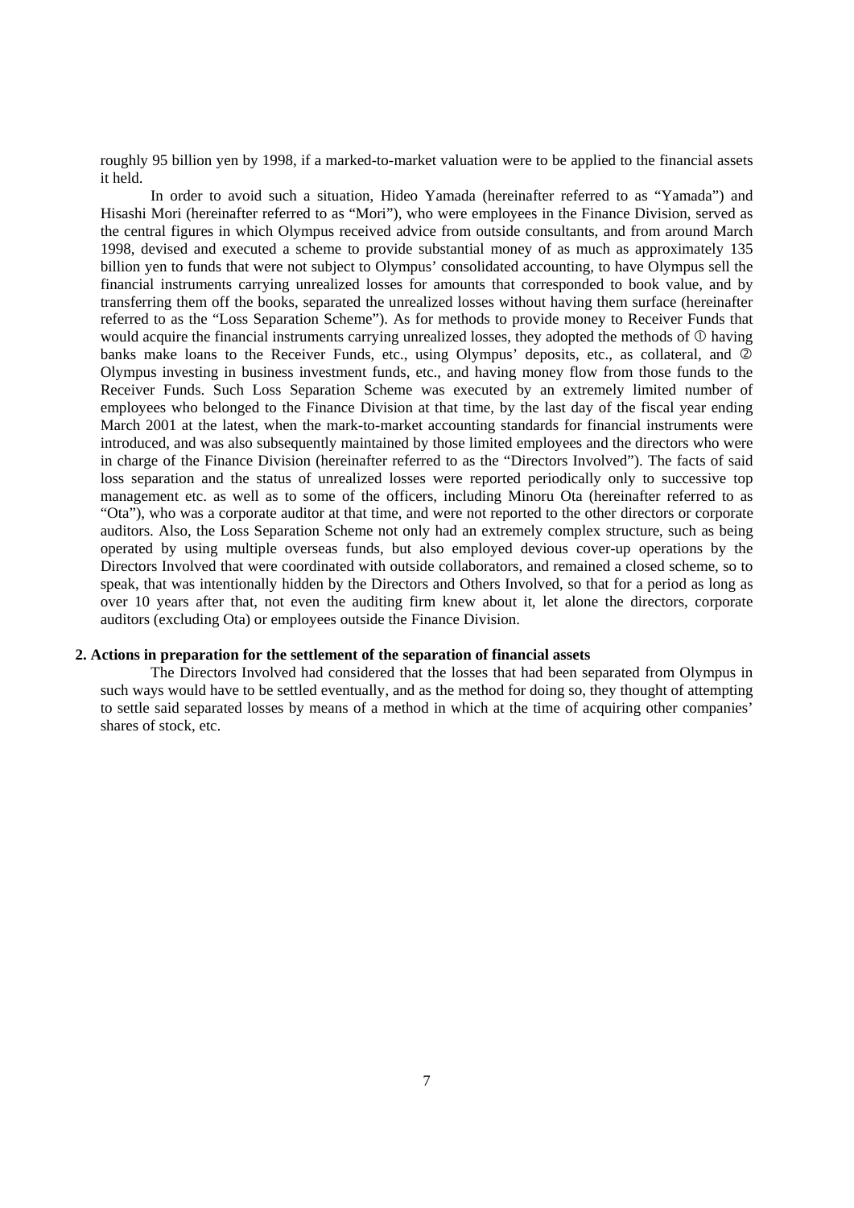roughly 95 billion yen by 1998, if a marked-to-market valuation were to be applied to the financial assets it held.

In order to avoid such a situation, Hideo Yamada (hereinafter referred to as "Yamada") and Hisashi Mori (hereinafter referred to as "Mori"), who were employees in the Finance Division, served as the central figures in which Olympus received advice from outside consultants, and from around March 1998, devised and executed a scheme to provide substantial money of as much as approximately 135 billion yen to funds that were not subject to Olympus' consolidated accounting, to have Olympus sell the financial instruments carrying unrealized losses for amounts that corresponded to book value, and by transferring them off the books, separated the unrealized losses without having them surface (hereinafter referred to as the "Loss Separation Scheme"). As for methods to provide money to Receiver Funds that would acquire the financial instruments carrying unrealized losses, they adopted the methods of ① having banks make loans to the Receiver Funds, etc., using Olympus' deposits, etc., as collateral, and ② Olympus investing in business investment funds, etc., and having money flow from those funds to the Receiver Funds. Such Loss Separation Scheme was executed by an extremely limited number of employees who belonged to the Finance Division at that time, by the last day of the fiscal year ending March 2001 at the latest, when the mark-to-market accounting standards for financial instruments were introduced, and was also subsequently maintained by those limited employees and the directors who were in charge of the Finance Division (hereinafter referred to as the "Directors Involved"). The facts of said loss separation and the status of unrealized losses were reported periodically only to successive top management etc. as well as to some of the officers, including Minoru Ota (hereinafter referred to as "Ota"), who was a corporate auditor at that time, and were not reported to the other directors or corporate auditors. Also, the Loss Separation Scheme not only had an extremely complex structure, such as being operated by using multiple overseas funds, but also employed devious cover-up operations by the Directors Involved that were coordinated with outside collaborators, and remained a closed scheme, so to speak, that was intentionally hidden by the Directors and Others Involved, so that for a period as long as over 10 years after that, not even the auditing firm knew about it, let alone the directors, corporate auditors (excluding Ota) or employees outside the Finance Division.

**2. Actions in preparation for the settlement of the separation of financial assets**

The Directors Involved had considered that the losses that had been separated from Olympus in such ways would have to be settled eventually, and as the method for doing so, they thought of attempting to settle said separated losses by means of a method in which at the time of acquiring other companies' shares of stock, etc.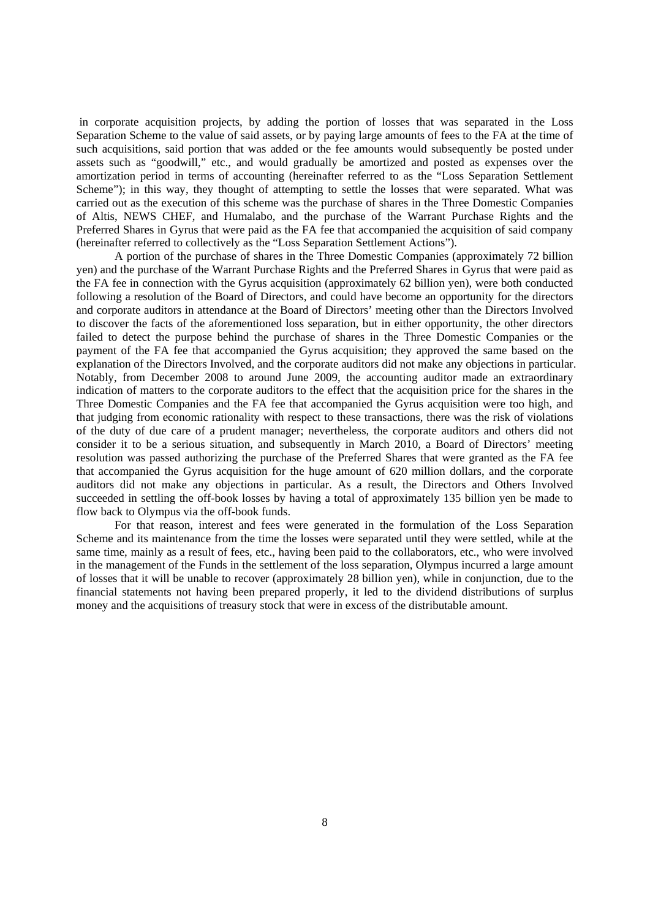in corporate acquisition projects, by adding the portion of losses that was separated in the Loss Separation Scheme to the value of said assets, or by paying large amounts of fees to the FA at the time of such acquisitions, said portion that was added or the fee amounts would subsequently be posted under assets such as "goodwill," etc., and would gradually be amortized and posted as expenses over the amortization period in terms of accounting (hereinafter referred to as the "Loss Separation Settlement Scheme"); in this way, they thought of attempting to settle the losses that were separated. What was carried out as the execution of this scheme was the purchase of shares in the Three Domestic Companies of Altis, NEWS CHEF, and Humalabo, and the purchase of the Warrant Purchase Rights and the Preferred Shares in Gyrus that were paid as the FA fee that accompanied the acquisition of said company (hereinafter referred to collectively as the "Loss Separation Settlement Actions").

A portion of the purchase of shares in the Three Domestic Companies (approximately 72 billion yen) and the purchase of the Warrant Purchase Rights and the Preferred Shares in Gyrus that were paid as the FA fee in connection with the Gyrus acquisition (approximately 62 billion yen), were both conducted following a resolution of the Board of Directors, and could have become an opportunity for the directors and corporate auditors in attendance at the Board of Directors' meeting other than the Directors Involved to discover the facts of the aforementioned loss separation, but in either opportunity, the other directors failed to detect the purpose behind the purchase of shares in the Three Domestic Companies or the payment of the FA fee that accompanied the Gyrus acquisition; they approved the same based on the explanation of the Directors Involved, and the corporate auditors did not make any objections in particular. Notably, from December 2008 to around June 2009, the accounting auditor made an extraordinary indication of matters to the corporate auditors to the effect that the acquisition price for the shares in the Three Domestic Companies and the FA fee that accompanied the Gyrus acquisition were too high, and that judging from economic rationality with respect to these transactions, there was the risk of violations of the duty of due care of a prudent manager; nevertheless, the corporate auditors and others did not consider it to be a serious situation, and subsequently in March 2010, a Board of Directors' meeting resolution was passed authorizing the purchase of the Preferred Shares that were granted as the FA fee that accompanied the Gyrus acquisition for the huge amount of 620 million dollars, and the corporate auditors did not make any objections in particular. As a result, the Directors and Others Involved succeeded in settling the off-book losses by having a total of approximately 135 billion yen be made to flow back to Olympus via the off-book funds.

For that reason, interest and fees were generated in the formulation of the Loss Separation Scheme and its maintenance from the time the losses were separated until they were settled, while at the same time, mainly as a result of fees, etc., having been paid to the collaborators, etc., who were involved in the management of the Funds in the settlement of the loss separation, Olympus incurred a large amount of losses that it will be unable to recover (approximately 28 billion yen), while in conjunction, due to the financial statements not having been prepared properly, it led to the dividend distributions of surplus money and the acquisitions of treasury stock that were in excess of the distributable amount.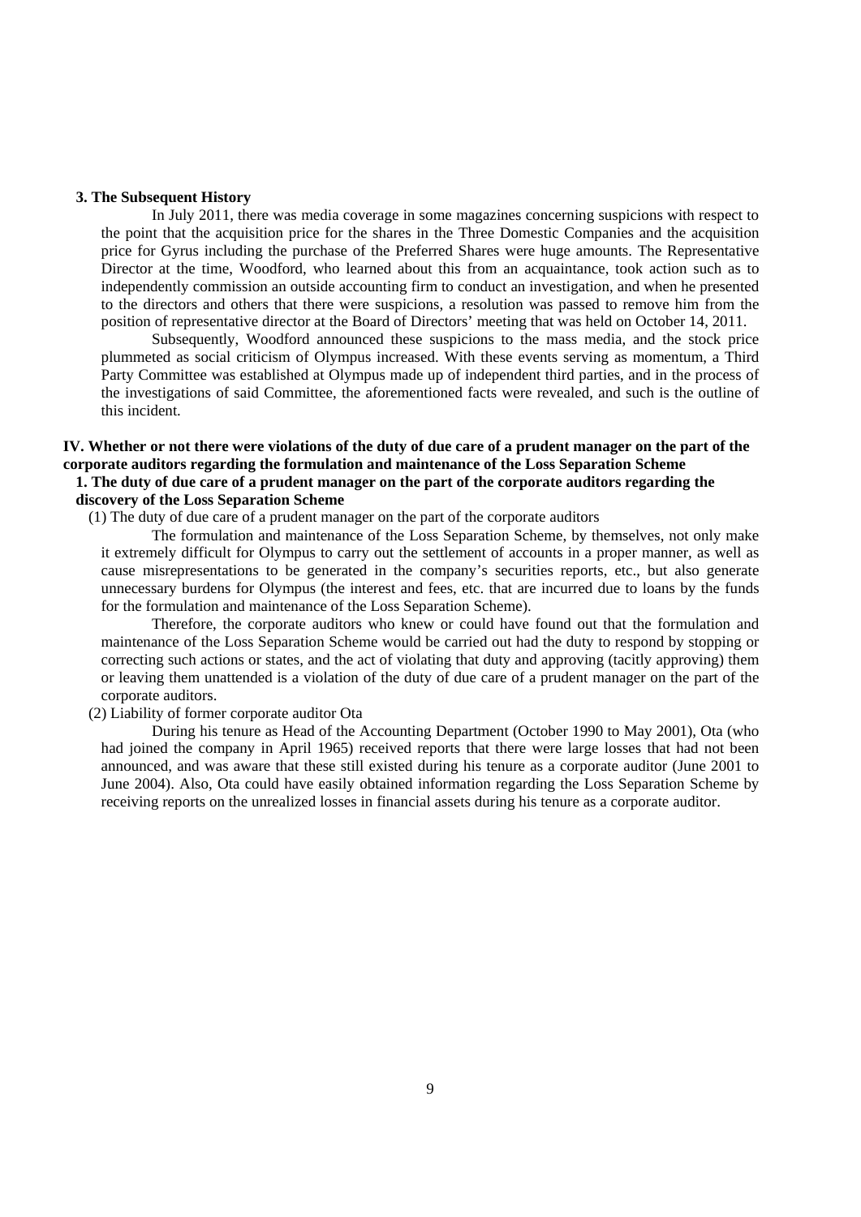### 3. The Subsequent History

In July 2011, there was media coverage in some magazines concerning suspicions with respect to the point that the acquisition price for the shares in the Three Domestic Companies and the acquisition price for Gyrus including the purchase of the Preferred Shares were huge amounts. The Representative Director at the time, Woodford, who learned about this from an acquaintance, took action such as to independently commission an outside accounting firm to conduct an investigation, and when he presented to the directors and others that there were suspicions, a resolution was passed to remove him from the position of representative director at the Board of Directors' meeting that was held on October 14, 2011.

Subsequently, Woodford announced these suspicions to the mass media, and the stock price plummeted as social criticism of Olympus increased. With these events serving as momentum, a Third Party Committee was established at Olympus made up of independent third parties, and in the process of the investigations of said Committee, the aforementioned facts were revealed, and such is the outline of this incident.

## IV. Whether or not there were violations of the duty of due care of a prudent manager on the part of the corporate auditors regarding the formulation and maintenance of the Loss Separation Scheme

### 1. The duty of due care of a prudent manager on the part of the corporate auditors regarding the discovery of the Loss Separation Scheme

(1) The duty of due care of a prudent manager on the part of the corporate auditors

The formulation and maintenance of the Loss Separation Scheme, by themselves, not only make it extremely difficult for Olympus to carry out the settlement of accounts in a proper manner, as well as cause misrepresentations to be generated in the company's securities reports, etc., but also generate unnecessary burdens for Olympus (the interest and fees, etc. that are incurred due to loans by the funds for the formulation and maintenance of the Loss Separation Scheme).

Therefore, the corporate auditors who knew or could have found out that the formulation and maintenance of the Loss Separation Scheme would be carried out had the duty to respond by stopping or correcting such actions or states, and the act of violating that duty and approving (tacitly approving) them or leaving them unattended is a violation of the duty of due care of a prudent manager on the part of the corporate auditors.

(2) Liability of former corporate auditor Ota

During his tenure as Head of the Accounting Department (October 1990 to May 2001), Ota (who had joined the company in April 1965) received reports that there were large losses that had not been announced, and was aware that these still existed during his tenure as a corporate auditor (June 2001 to June 2004). Also, Ota could have easily obtained information regarding the Loss Separation Scheme by receiving reports on the unrealized losses in financial assets during his tenure as a corporate auditor.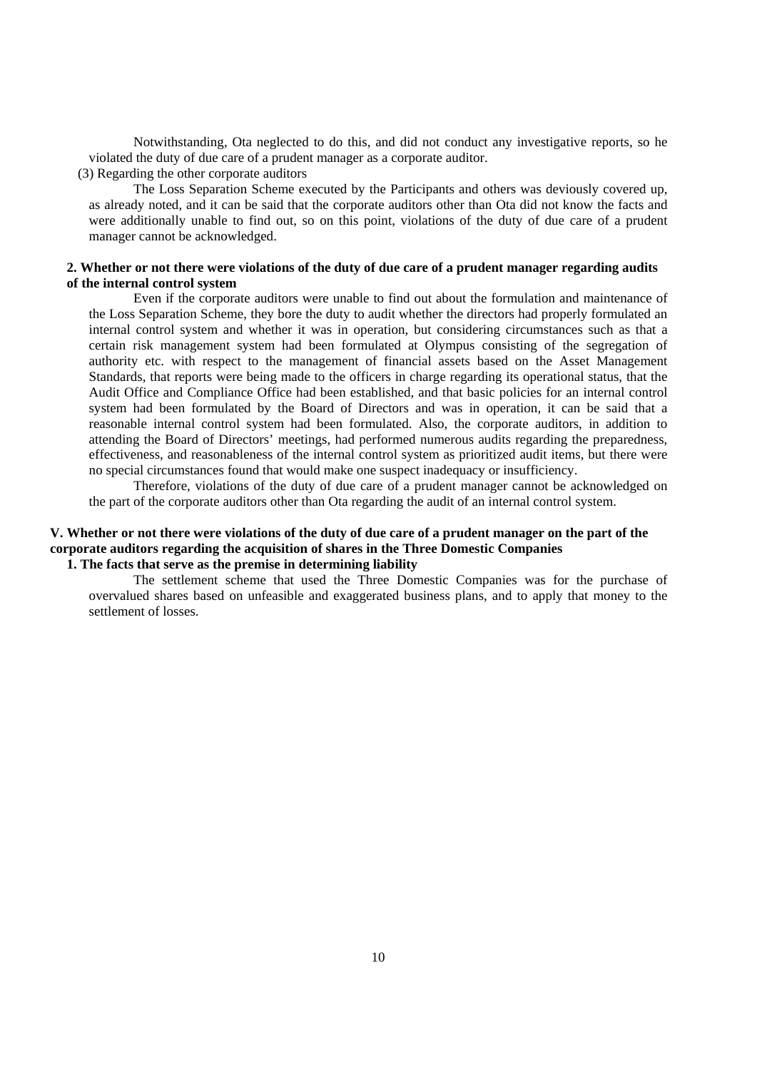Notwithstanding, Ota neglected to do this, and did not conduct any investigative reports, so he violated the duty of due care of a prudent manager as a corporate auditor.

(3) Regarding the other corporate auditors

The Loss Separation Scheme executed by the Participants and others was deviously covered up, as already noted, and it can be said that the corporate auditors other than Ota did not know the facts and were additionally unable to find out, so on this point, violations of the duty of due care of a prudent manager cannot be acknowledged.

### 2. Whether or not there were violations of the duty of due care of a prudent manager regarding audits of the internal control system

Even if the corporate auditors were unable to find out about the formulation and maintenance of the Loss Separation Scheme, they bore the duty to audit whether the directors had properly formulated an internal control system and whether it was in operation, but considering circumstances such as that a certain risk management system had been formulated at Olympus consisting of the segregation of authority etc. with respect to the management of financial assets based on the Asset Management Standards, that reports were being made to the officers in charge regarding its operational status, that the Audit Office and Compliance Office had been established, and that basic policies for an internal control system had been formulated by the Board of Directors and was in operation, it can be said that a reasonable internal control system had been formulated. Also, the corporate auditors, in addition to attending the Board of Directors' meetings, had performed numerous audits regarding the preparedness, effectiveness, and reasonableness of the internal control system as prioritized audit items, but there were no special circumstances found that would make one suspect inadequacy or insufficiency.

Therefore, violations of the duty of due care of a prudent manager cannot be acknowledged on the part of the corporate auditors other than Ota regarding the audit of an internal control system.

## V. Whether or not there were violations of the duty of due care of a prudent manager on the part of the corporate auditors regarding the acquisition of shares in the Three Domestic Companies

### 1. The facts that serve as the premise in determining liability

The settlement scheme that used the Three Domestic Companies was for the purchase of overvalued shares based on unfeasible and exaggerated business plans, and to apply that money to the settlement of losses.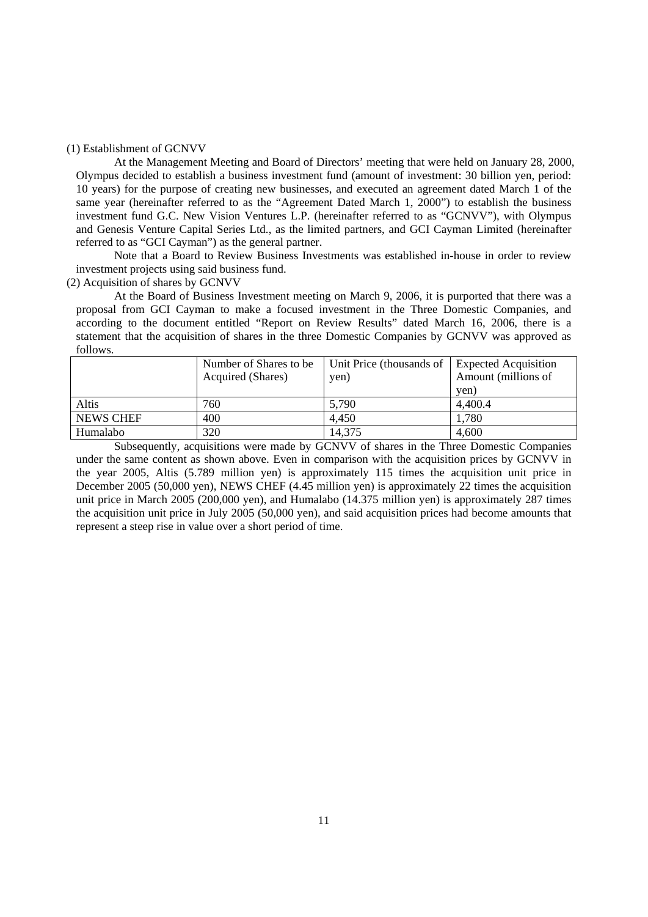(1) Establishment of GCNVV

At the Management Meeting and Board of Directors' meeting that were held on January 28, 2000, Olympus decided to establish a business investment fund (amount of investment: 30 billion yen, period: 10 years) for the purpose of creating new businesses, and executed an agreement dated March 1 of the same year (hereinafter referred to as the "Agreement Dated March 1, 2000") to establish the business investment fund G.C. New Vision Ventures L.P. (hereinafter referred to as "GCNVV"), with Olympus and Genesis Venture Capital Series Ltd., as the limited partners, and GCI Cayman Limited (hereinafter referred to as "GCI Cayman") as the general partner.

Note that a Board to Review Business Investments was established in-house in order to review investment projects using said business fund.

(2) Acquisition of shares by GCNVV

At the Board of Business Investment meeting on March 9, 2006, it is purported that there was a proposal from GCI Cayman to make a focused investment in the Three Domestic Companies, and according to the document entitled "Report on Review Results" dated March 16, 2006, there is a statement that the acquisition of shares in the three Domestic Companies by GCNVV was approved as follows.

| | Number of Shares to be Acquired (Shares) | Unit Price (thousands of yen) | Expected Acquisition Amount (millions of yen) |
|---|---|---|---|
| Altis | 760 | 5,790 | 4,400.4 |
| NEWS CHEF | 400 | 4,450 | 1,780 |
| Humalabo | 320 | 14,375 | 4,600 |

Subsequently, acquisitions were made by GCNVV of shares in the Three Domestic Companies under the same content as shown above. Even in comparison with the acquisition prices by GCNVV in the year 2005, Altis (5.789 million yen) is approximately 115 times the acquisition unit price in December 2005 (50,000 yen), NEWS CHEF (4.45 million yen) is approximately 22 times the acquisition unit price in March 2005 (200,000 yen), and Humalabo (14.375 million yen) is approximately 287 times the acquisition unit price in July 2005 (50,000 yen), and said acquisition prices had become amounts that represent a steep rise in value over a short period of time.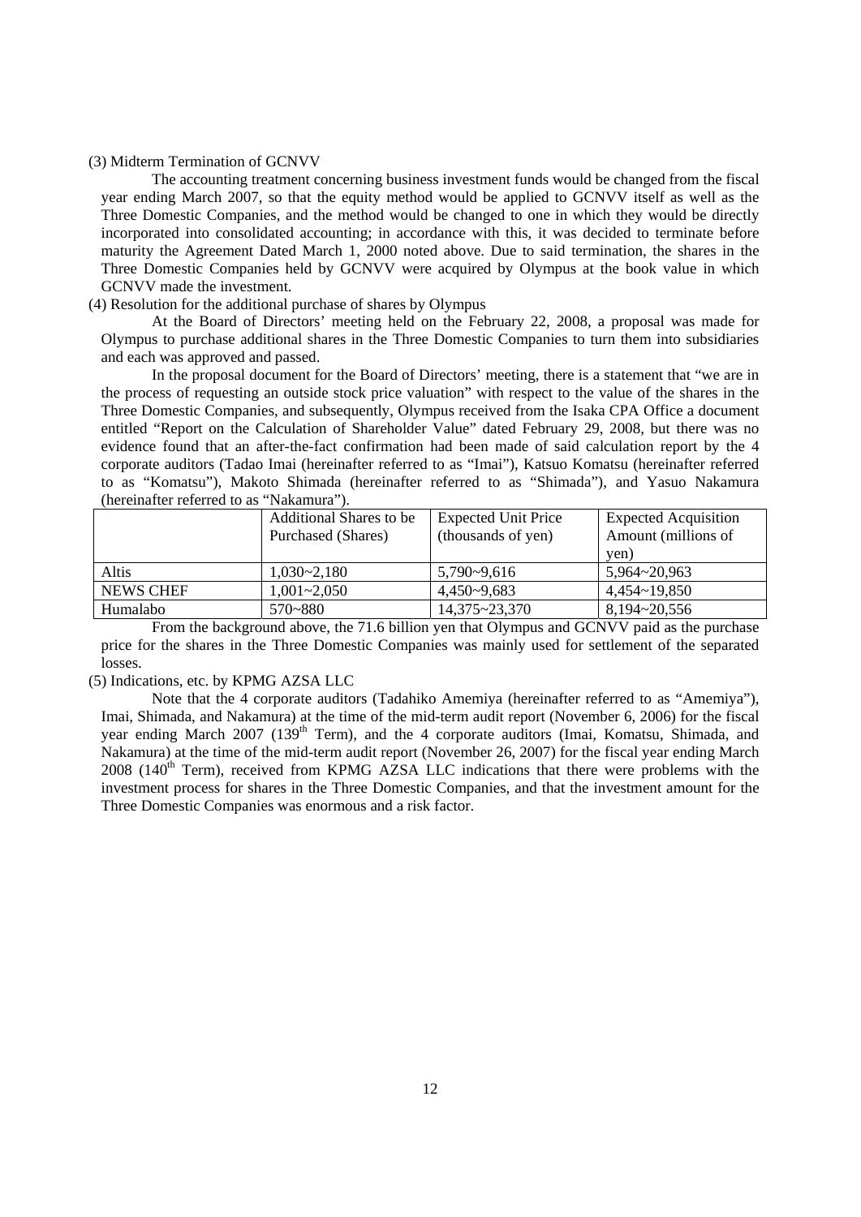(3) Midterm Termination of GCNVV

The accounting treatment concerning business investment funds would be changed from the fiscal year ending March 2007, so that the equity method would be applied to GCNVV itself as well as the Three Domestic Companies, and the method would be changed to one in which they would be directly incorporated into consolidated accounting; in accordance with this, it was decided to terminate before maturity the Agreement Dated March 1, 2000 noted above. Due to said termination, the shares in the Three Domestic Companies held by GCNVV were acquired by Olympus at the book value in which GCNVV made the investment.

(4) Resolution for the additional purchase of shares by Olympus

At the Board of Directors' meeting held on the February 22, 2008, a proposal was made for Olympus to purchase additional shares in the Three Domestic Companies to turn them into subsidiaries and each was approved and passed.

In the proposal document for the Board of Directors' meeting, there is a statement that "we are in the process of requesting an outside stock price valuation" with respect to the value of the shares in the Three Domestic Companies, and subsequently, Olympus received from the Isaka CPA Office a document entitled "Report on the Calculation of Shareholder Value" dated February 29, 2008, but there was no evidence found that an after-the-fact confirmation had been made of said calculation report by the 4 corporate auditors (Tadao Imai (hereinafter referred to as "Imai"), Katsuo Komatsu (hereinafter referred to as "Komatsu"), Makoto Shimada (hereinafter referred to as "Shimada"), and Yasuo Nakamura (hereinafter referred to as "Nakamura").

| | Additional Shares to be Purchased (Shares) | Expected Unit Price (thousands of yen) | Expected Acquisition Amount (millions of yen) |
|---|---|---|---|
| Altis | 1,030~2,180 | 5,790~9,616 | 5,964~20,963 |
| NEWS CHEF | 1,001~2,050 | 4,450~9,683 | 4,454~19,850 |
| Humalabo | 570~880 | 14,375~23,370 | 8,194~20,556 |

From the background above, the 71.6 billion yen that Olympus and GCNVV paid as the purchase price for the shares in the Three Domestic Companies was mainly used for settlement of the separated losses.

(5) Indications, etc. by KPMG AZSA LLC

Note that the 4 corporate auditors (Tadahiko Amemiya (hereinafter referred to as "Amemiya"), Imai, Shimada, and Nakamura) at the time of the mid-term audit report (November 6, 2006) for the fiscal year ending March 2007 (139th Term), and the 4 corporate auditors (Imai, Komatsu, Shimada, and Nakamura) at the time of the mid-term audit report (November 26, 2007) for the fiscal year ending March 2008 (140th Term), received from KPMG AZSA LLC indications that there were problems with the investment process for shares in the Three Domestic Companies, and that the investment amount for the Three Domestic Companies was enormous and a risk factor.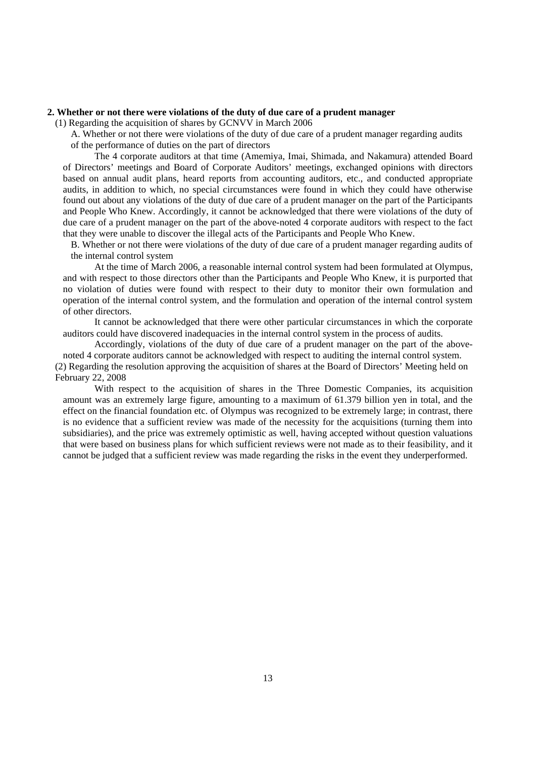**2. Whether or not there were violations of the duty of due care of a prudent manager**

(1) Regarding the acquisition of shares by GCNVV in March 2006

A. Whether or not there were violations of the duty of due care of a prudent manager regarding audits of the performance of duties on the part of directors

The 4 corporate auditors at that time (Amemiya, Imai, Shimada, and Nakamura) attended Board of Directors' meetings and Board of Corporate Auditors' meetings, exchanged opinions with directors based on annual audit plans, heard reports from accounting auditors, etc., and conducted appropriate audits, in addition to which, no special circumstances were found in which they could have otherwise found out about any violations of the duty of due care of a prudent manager on the part of the Participants and People Who Knew. Accordingly, it cannot be acknowledged that there were violations of the duty of due care of a prudent manager on the part of the above-noted 4 corporate auditors with respect to the fact that they were unable to discover the illegal acts of the Participants and People Who Knew.

B. Whether or not there were violations of the duty of due care of a prudent manager regarding audits of the internal control system

At the time of March 2006, a reasonable internal control system had been formulated at Olympus, and with respect to those directors other than the Participants and People Who Knew, it is purported that no violation of duties were found with respect to their duty to monitor their own formulation and operation of the internal control system, and the formulation and operation of the internal control system of other directors.

It cannot be acknowledged that there were other particular circumstances in which the corporate auditors could have discovered inadequacies in the internal control system in the process of audits.

Accordingly, violations of the duty of due care of a prudent manager on the part of the above-noted 4 corporate auditors cannot be acknowledged with respect to auditing the internal control system.

(2) Regarding the resolution approving the acquisition of shares at the Board of Directors' Meeting held on February 22, 2008

With respect to the acquisition of shares in the Three Domestic Companies, its acquisition amount was an extremely large figure, amounting to a maximum of 61.379 billion yen in total, and the effect on the financial foundation etc. of Olympus was recognized to be extremely large; in contrast, there is no evidence that a sufficient review was made of the necessity for the acquisitions (turning them into subsidiaries), and the price was extremely optimistic as well, having accepted without question valuations that were based on business plans for which sufficient reviews were not made as to their feasibility, and it cannot be judged that a sufficient review was made regarding the risks in the event they underperformed.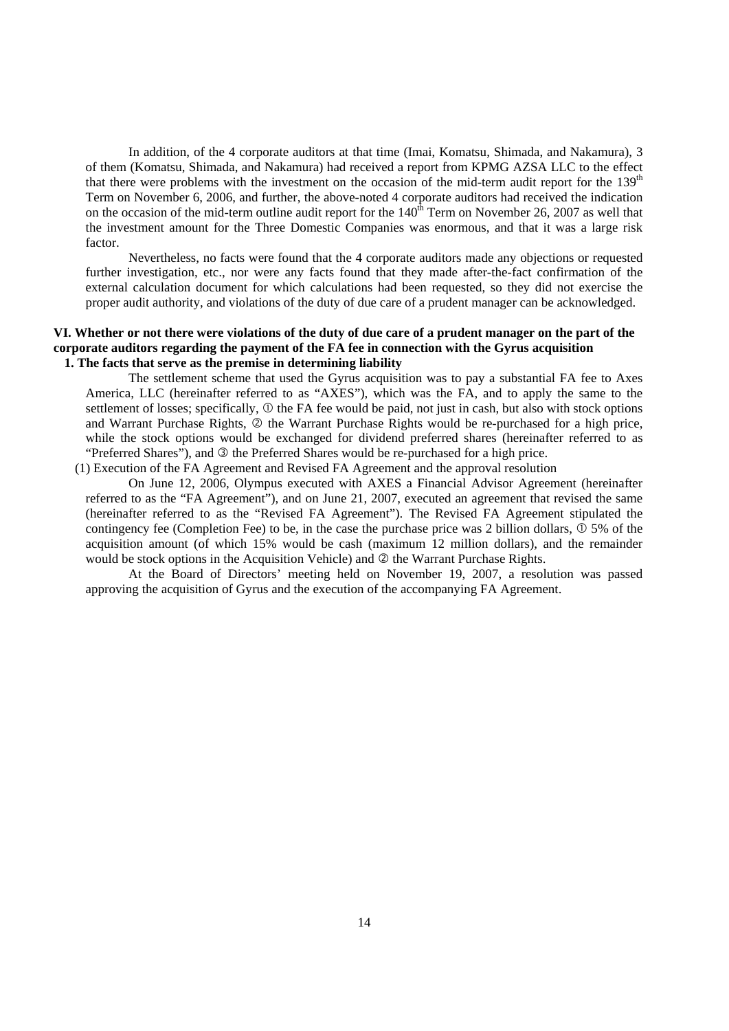In addition, of the 4 corporate auditors at that time (Imai, Komatsu, Shimada, and Nakamura), 3 of them (Komatsu, Shimada, and Nakamura) had received a report from KPMG AZSA LLC to the effect that there were problems with the investment on the occasion of the mid-term audit report for the 139th Term on November 6, 2006, and further, the above-noted 4 corporate auditors had received the indication on the occasion of the mid-term outline audit report for the 140th Term on November 26, 2007 as well that the investment amount for the Three Domestic Companies was enormous, and that it was a large risk factor.

Nevertheless, no facts were found that the 4 corporate auditors made any objections or requested further investigation, etc., nor were any facts found that they made after-the-fact confirmation of the external calculation document for which calculations had been requested, so they did not exercise the proper audit authority, and violations of the duty of due care of a prudent manager can be acknowledged.

## VI. Whether or not there were violations of the duty of due care of a prudent manager on the part of the corporate auditors regarding the payment of the FA fee in connection with the Gyrus acquisition

### 1. The facts that serve as the premise in determining liability

The settlement scheme that used the Gyrus acquisition was to pay a substantial FA fee to Axes America, LLC (hereinafter referred to as "AXES"), which was the FA, and to apply the same to the settlement of losses; specifically, ① the FA fee would be paid, not just in cash, but also with stock options and Warrant Purchase Rights, ② the Warrant Purchase Rights would be re-purchased for a high price, while the stock options would be exchanged for dividend preferred shares (hereinafter referred to as "Preferred Shares"), and ③ the Preferred Shares would be re-purchased for a high price.

(1) Execution of the FA Agreement and Revised FA Agreement and the approval resolution

On June 12, 2006, Olympus executed with AXES a Financial Advisor Agreement (hereinafter referred to as the "FA Agreement"), and on June 21, 2007, executed an agreement that revised the same (hereinafter referred to as the "Revised FA Agreement"). The Revised FA Agreement stipulated the contingency fee (Completion Fee) to be, in the case the purchase price was 2 billion dollars, ① 5% of the acquisition amount (of which 15% would be cash (maximum 12 million dollars), and the remainder would be stock options in the Acquisition Vehicle) and ② the Warrant Purchase Rights.

At the Board of Directors' meeting held on November 19, 2007, a resolution was passed approving the acquisition of Gyrus and the execution of the accompanying FA Agreement.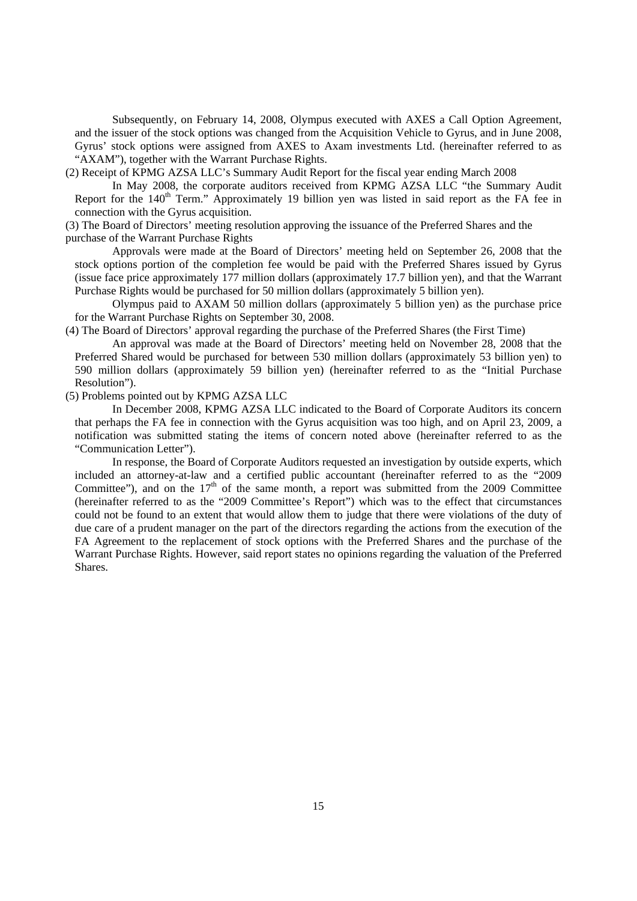Subsequently, on February 14, 2008, Olympus executed with AXES a Call Option Agreement, and the issuer of the stock options was changed from the Acquisition Vehicle to Gyrus, and in June 2008, Gyrus' stock options were assigned from AXES to Axam investments Ltd. (hereinafter referred to as "AXAM"), together with the Warrant Purchase Rights.

(2) Receipt of KPMG AZSA LLC's Summary Audit Report for the fiscal year ending March 2008

In May 2008, the corporate auditors received from KPMG AZSA LLC "the Summary Audit Report for the 140th Term." Approximately 19 billion yen was listed in said report as the FA fee in connection with the Gyrus acquisition.

(3) The Board of Directors' meeting resolution approving the issuance of the Preferred Shares and the purchase of the Warrant Purchase Rights

Approvals were made at the Board of Directors' meeting held on September 26, 2008 that the stock options portion of the completion fee would be paid with the Preferred Shares issued by Gyrus (issue face price approximately 177 million dollars (approximately 17.7 billion yen), and that the Warrant Purchase Rights would be purchased for 50 million dollars (approximately 5 billion yen).

Olympus paid to AXAM 50 million dollars (approximately 5 billion yen) as the purchase price for the Warrant Purchase Rights on September 30, 2008.

(4) The Board of Directors' approval regarding the purchase of the Preferred Shares (the First Time)

An approval was made at the Board of Directors' meeting held on November 28, 2008 that the Preferred Shared would be purchased for between 530 million dollars (approximately 53 billion yen) to 590 million dollars (approximately 59 billion yen) (hereinafter referred to as the "Initial Purchase Resolution").

(5) Problems pointed out by KPMG AZSA LLC

In December 2008, KPMG AZSA LLC indicated to the Board of Corporate Auditors its concern that perhaps the FA fee in connection with the Gyrus acquisition was too high, and on April 23, 2009, a notification was submitted stating the items of concern noted above (hereinafter referred to as the "Communication Letter").

In response, the Board of Corporate Auditors requested an investigation by outside experts, which included an attorney-at-law and a certified public accountant (hereinafter referred to as the "2009 Committee"), and on the 17th of the same month, a report was submitted from the 2009 Committee (hereinafter referred to as the "2009 Committee's Report") which was to the effect that circumstances could not be found to an extent that would allow them to judge that there were violations of the duty of due care of a prudent manager on the part of the directors regarding the actions from the execution of the FA Agreement to the replacement of stock options with the Preferred Shares and the purchase of the Warrant Purchase Rights. However, said report states no opinions regarding the valuation of the Preferred Shares.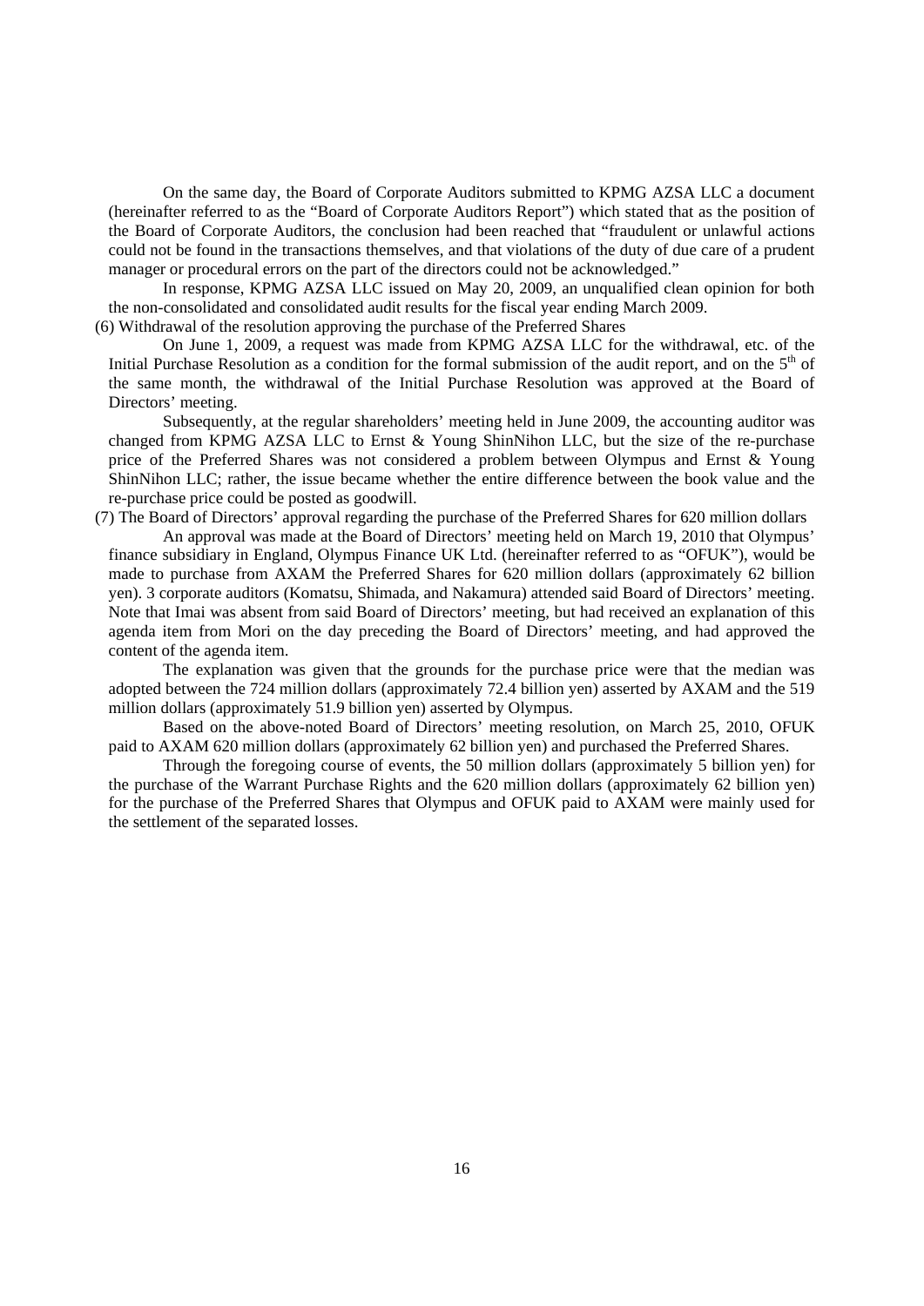On the same day, the Board of Corporate Auditors submitted to KPMG AZSA LLC a document (hereinafter referred to as the "Board of Corporate Auditors Report") which stated that as the position of the Board of Corporate Auditors, the conclusion had been reached that "fraudulent or unlawful actions could not be found in the transactions themselves, and that violations of the duty of due care of a prudent manager or procedural errors on the part of the directors could not be acknowledged."

In response, KPMG AZSA LLC issued on May 20, 2009, an unqualified clean opinion for both the non-consolidated and consolidated audit results for the fiscal year ending March 2009.

(6) Withdrawal of the resolution approving the purchase of the Preferred Shares

On June 1, 2009, a request was made from KPMG AZSA LLC for the withdrawal, etc. of the Initial Purchase Resolution as a condition for the formal submission of the audit report, and on the 5th of the same month, the withdrawal of the Initial Purchase Resolution was approved at the Board of Directors' meeting.

Subsequently, at the regular shareholders' meeting held in June 2009, the accounting auditor was changed from KPMG AZSA LLC to Ernst & Young ShinNihon LLC, but the size of the re-purchase price of the Preferred Shares was not considered a problem between Olympus and Ernst & Young ShinNihon LLC; rather, the issue became whether the entire difference between the book value and the re-purchase price could be posted as goodwill.

(7) The Board of Directors' approval regarding the purchase of the Preferred Shares for 620 million dollars

An approval was made at the Board of Directors' meeting held on March 19, 2010 that Olympus' finance subsidiary in England, Olympus Finance UK Ltd. (hereinafter referred to as "OFUK"), would be made to purchase from AXAM the Preferred Shares for 620 million dollars (approximately 62 billion yen). 3 corporate auditors (Komatsu, Shimada, and Nakamura) attended said Board of Directors' meeting. Note that Imai was absent from said Board of Directors' meeting, but had received an explanation of this agenda item from Mori on the day preceding the Board of Directors' meeting, and had approved the content of the agenda item.

The explanation was given that the grounds for the purchase price were that the median was adopted between the 724 million dollars (approximately 72.4 billion yen) asserted by AXAM and the 519 million dollars (approximately 51.9 billion yen) asserted by Olympus.

Based on the above-noted Board of Directors' meeting resolution, on March 25, 2010, OFUK paid to AXAM 620 million dollars (approximately 62 billion yen) and purchased the Preferred Shares.

Through the foregoing course of events, the 50 million dollars (approximately 5 billion yen) for the purchase of the Warrant Purchase Rights and the 620 million dollars (approximately 62 billion yen) for the purchase of the Preferred Shares that Olympus and OFUK paid to AXAM were mainly used for the settlement of the separated losses.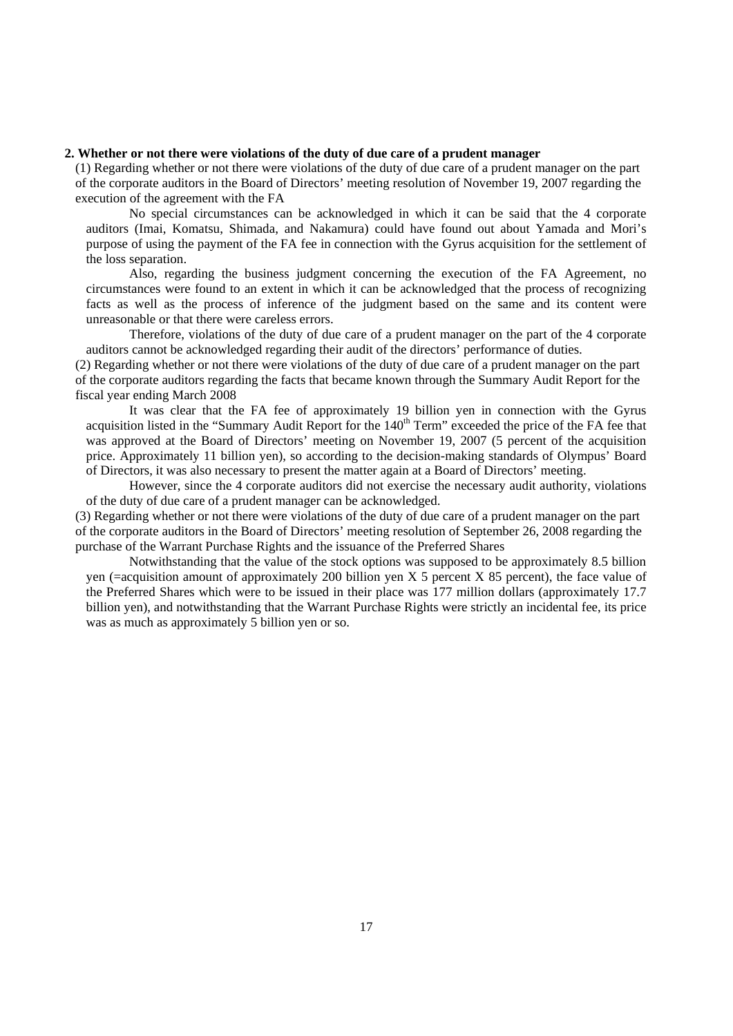**2. Whether or not there were violations of the duty of due care of a prudent manager**

(1) Regarding whether or not there were violations of the duty of due care of a prudent manager on the part of the corporate auditors in the Board of Directors' meeting resolution of November 19, 2007 regarding the execution of the agreement with the FA

No special circumstances can be acknowledged in which it can be said that the 4 corporate auditors (Imai, Komatsu, Shimada, and Nakamura) could have found out about Yamada and Mori's purpose of using the payment of the FA fee in connection with the Gyrus acquisition for the settlement of the loss separation.

Also, regarding the business judgment concerning the execution of the FA Agreement, no circumstances were found to an extent in which it can be acknowledged that the process of recognizing facts as well as the process of inference of the judgment based on the same and its content were unreasonable or that there were careless errors.

Therefore, violations of the duty of due care of a prudent manager on the part of the 4 corporate auditors cannot be acknowledged regarding their audit of the directors' performance of duties.

(2) Regarding whether or not there were violations of the duty of due care of a prudent manager on the part of the corporate auditors regarding the facts that became known through the Summary Audit Report for the fiscal year ending March 2008

It was clear that the FA fee of approximately 19 billion yen in connection with the Gyrus acquisition listed in the "Summary Audit Report for the 140th Term" exceeded the price of the FA fee that was approved at the Board of Directors' meeting on November 19, 2007 (5 percent of the acquisition price. Approximately 11 billion yen), so according to the decision-making standards of Olympus' Board of Directors, it was also necessary to present the matter again at a Board of Directors' meeting.

However, since the 4 corporate auditors did not exercise the necessary audit authority, violations of the duty of due care of a prudent manager can be acknowledged.

(3) Regarding whether or not there were violations of the duty of due care of a prudent manager on the part of the corporate auditors in the Board of Directors' meeting resolution of September 26, 2008 regarding the purchase of the Warrant Purchase Rights and the issuance of the Preferred Shares

Notwithstanding that the value of the stock options was supposed to be approximately 8.5 billion yen (=acquisition amount of approximately 200 billion yen X 5 percent X 85 percent), the face value of the Preferred Shares which were to be issued in their place was 177 million dollars (approximately 17.7 billion yen), and notwithstanding that the Warrant Purchase Rights were strictly an incidental fee, its price was as much as approximately 5 billion yen or so.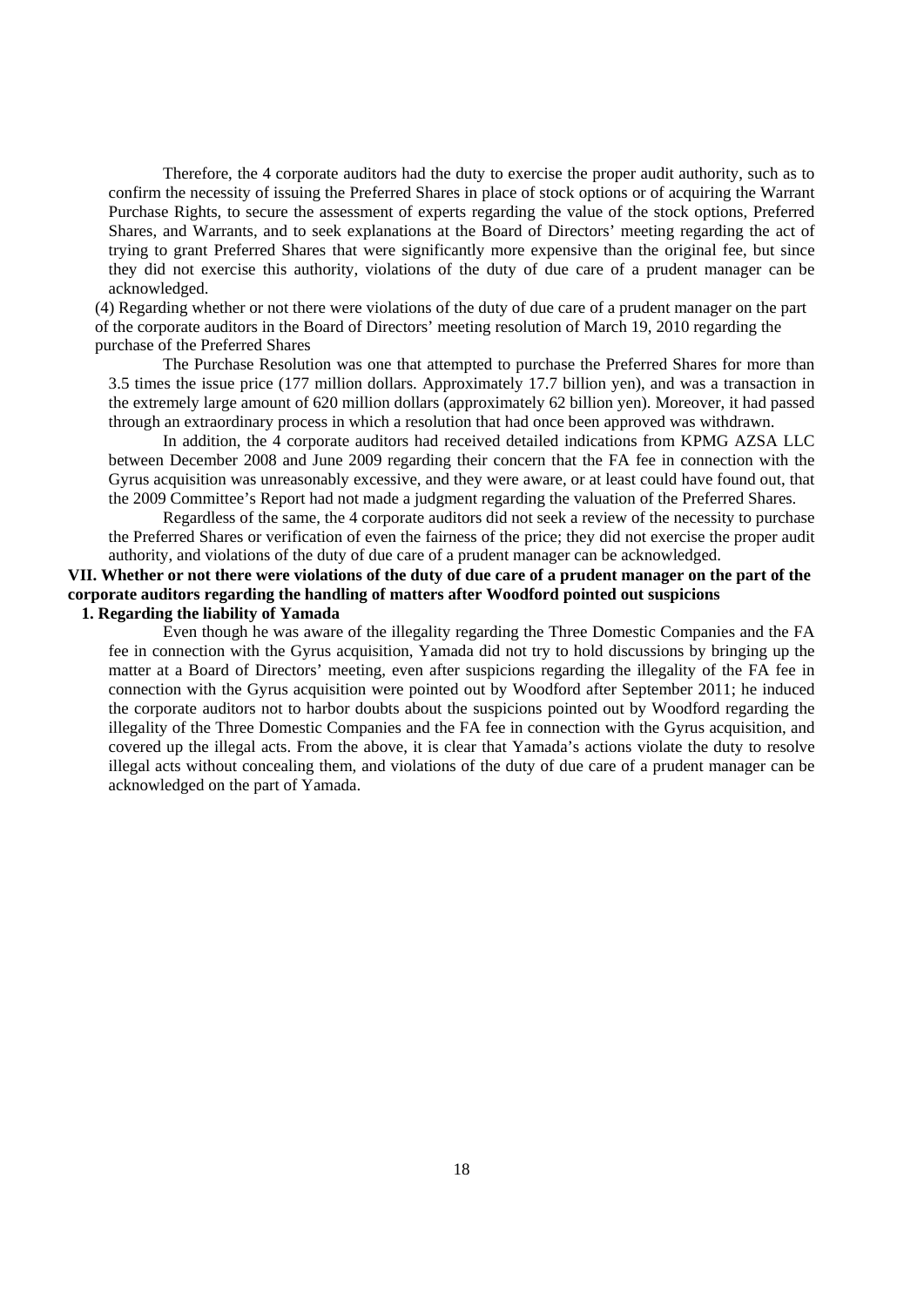Therefore, the 4 corporate auditors had the duty to exercise the proper audit authority, such as to confirm the necessity of issuing the Preferred Shares in place of stock options or of acquiring the Warrant Purchase Rights, to secure the assessment of experts regarding the value of the stock options, Preferred Shares, and Warrants, and to seek explanations at the Board of Directors' meeting regarding the act of trying to grant Preferred Shares that were significantly more expensive than the original fee, but since they did not exercise this authority, violations of the duty of due care of a prudent manager can be acknowledged.

(4) Regarding whether or not there were violations of the duty of due care of a prudent manager on the part of the corporate auditors in the Board of Directors' meeting resolution of March 19, 2010 regarding the purchase of the Preferred Shares

The Purchase Resolution was one that attempted to purchase the Preferred Shares for more than 3.5 times the issue price (177 million dollars. Approximately 17.7 billion yen), and was a transaction in the extremely large amount of 620 million dollars (approximately 62 billion yen). Moreover, it had passed through an extraordinary process in which a resolution that had once been approved was withdrawn.

In addition, the 4 corporate auditors had received detailed indications from KPMG AZSA LLC between December 2008 and June 2009 regarding their concern that the FA fee in connection with the Gyrus acquisition was unreasonably excessive, and they were aware, or at least could have found out, that the 2009 Committee's Report had not made a judgment regarding the valuation of the Preferred Shares.

Regardless of the same, the 4 corporate auditors did not seek a review of the necessity to purchase the Preferred Shares or verification of even the fairness of the price; they did not exercise the proper audit authority, and violations of the duty of due care of a prudent manager can be acknowledged.

## VII. Whether or not there were violations of the duty of due care of a prudent manager on the part of the corporate auditors regarding the handling of matters after Woodford pointed out suspicions

### 1. Regarding the liability of Yamada

Even though he was aware of the illegality regarding the Three Domestic Companies and the FA fee in connection with the Gyrus acquisition, Yamada did not try to hold discussions by bringing up the matter at a Board of Directors' meeting, even after suspicions regarding the illegality of the FA fee in connection with the Gyrus acquisition were pointed out by Woodford after September 2011; he induced the corporate auditors not to harbor doubts about the suspicions pointed out by Woodford regarding the illegality of the Three Domestic Companies and the FA fee in connection with the Gyrus acquisition, and covered up the illegal acts. From the above, it is clear that Yamada's actions violate the duty to resolve illegal acts without concealing them, and violations of the duty of due care of a prudent manager can be acknowledged on the part of Yamada.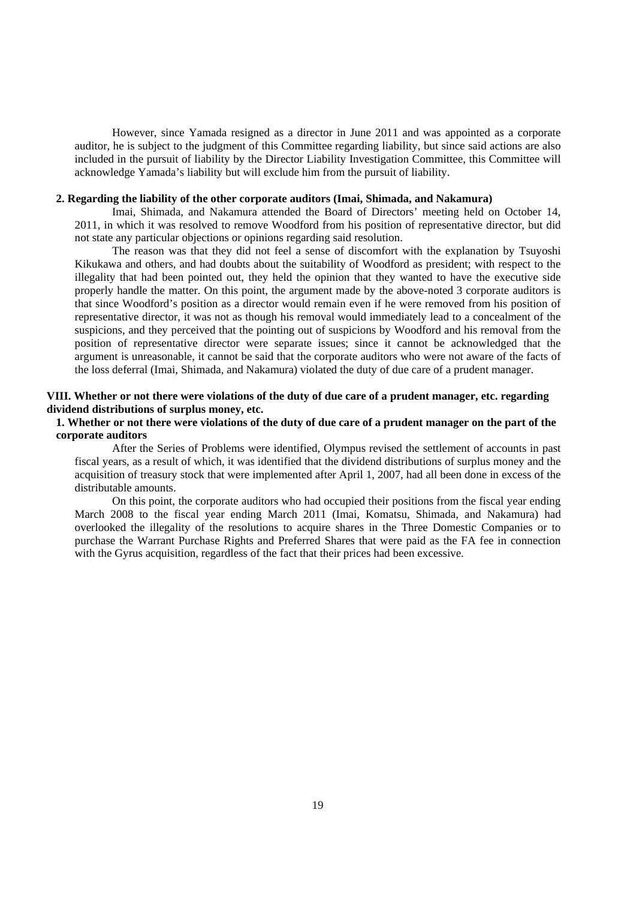However, since Yamada resigned as a director in June 2011 and was appointed as a corporate auditor, he is subject to the judgment of this Committee regarding liability, but since said actions are also included in the pursuit of liability by the Director Liability Investigation Committee, this Committee will acknowledge Yamada's liability but will exclude him from the pursuit of liability.

### 2. Regarding the liability of the other corporate auditors (Imai, Shimada, and Nakamura)

Imai, Shimada, and Nakamura attended the Board of Directors' meeting held on October 14, 2011, in which it was resolved to remove Woodford from his position of representative director, but did not state any particular objections or opinions regarding said resolution.

The reason was that they did not feel a sense of discomfort with the explanation by Tsuyoshi Kikukawa and others, and had doubts about the suitability of Woodford as president; with respect to the illegality that had been pointed out, they held the opinion that they wanted to have the executive side properly handle the matter. On this point, the argument made by the above-noted 3 corporate auditors is that since Woodford's position as a director would remain even if he were removed from his position of representative director, it was not as though his removal would immediately lead to a concealment of the suspicions, and they perceived that the pointing out of suspicions by Woodford and his removal from the position of representative director were separate issues; since it cannot be acknowledged that the argument is unreasonable, it cannot be said that the corporate auditors who were not aware of the facts of the loss deferral (Imai, Shimada, and Nakamura) violated the duty of due care of a prudent manager.

## VIII. Whether or not there were violations of the duty of due care of a prudent manager, etc. regarding dividend distributions of surplus money, etc.

### 1. Whether or not there were violations of the duty of due care of a prudent manager on the part of the corporate auditors

After the Series of Problems were identified, Olympus revised the settlement of accounts in past fiscal years, as a result of which, it was identified that the dividend distributions of surplus money and the acquisition of treasury stock that were implemented after April 1, 2007, had all been done in excess of the distributable amounts.

On this point, the corporate auditors who had occupied their positions from the fiscal year ending March 2008 to the fiscal year ending March 2011 (Imai, Komatsu, Shimada, and Nakamura) had overlooked the illegality of the resolutions to acquire shares in the Three Domestic Companies or to purchase the Warrant Purchase Rights and Preferred Shares that were paid as the FA fee in connection with the Gyrus acquisition, regardless of the fact that their prices had been excessive.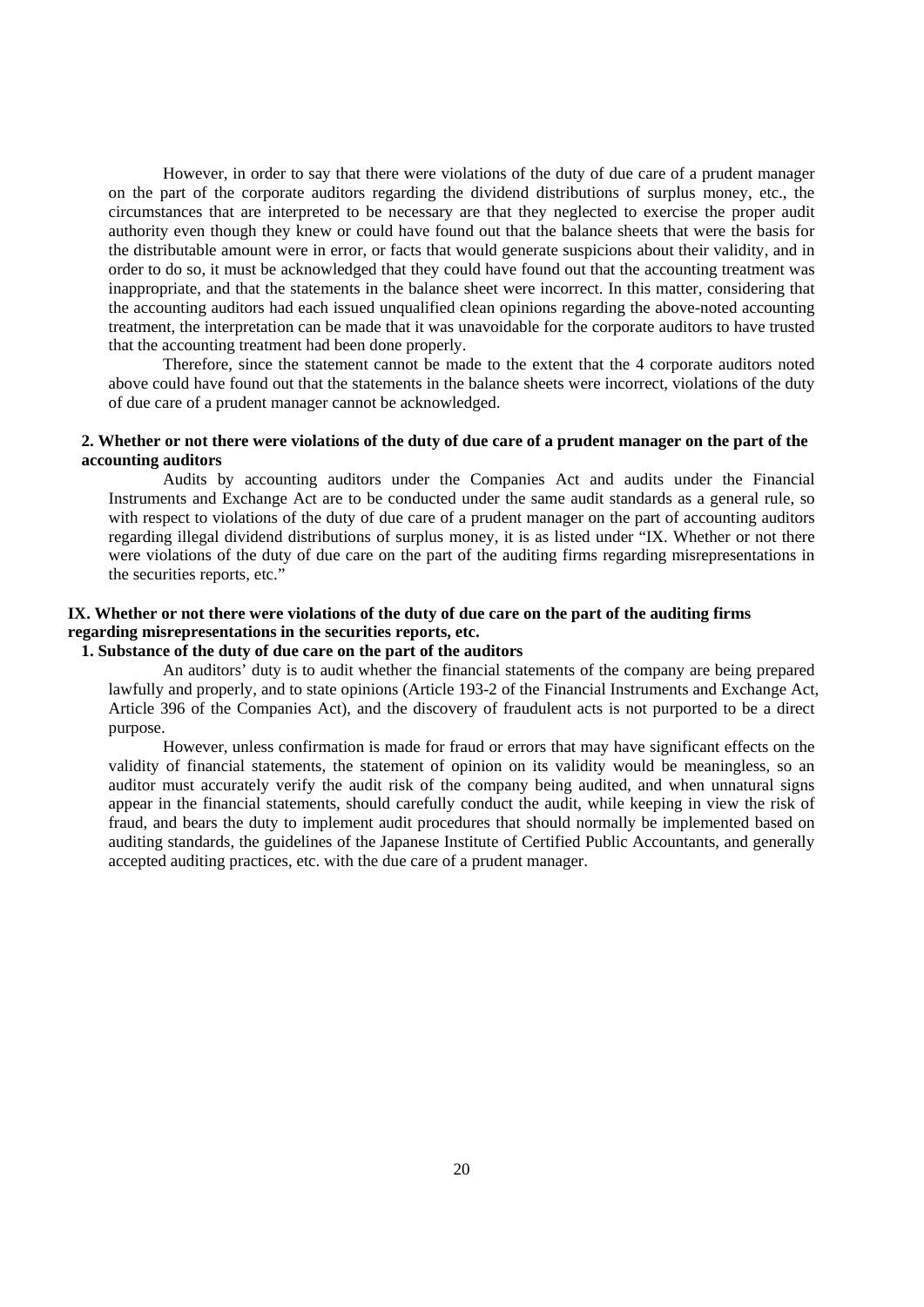However, in order to say that there were violations of the duty of due care of a prudent manager on the part of the corporate auditors regarding the dividend distributions of surplus money, etc., the circumstances that are interpreted to be necessary are that they neglected to exercise the proper audit authority even though they knew or could have found out that the balance sheets that were the basis for the distributable amount were in error, or facts that would generate suspicions about their validity, and in order to do so, it must be acknowledged that they could have found out that the accounting treatment was inappropriate, and that the statements in the balance sheet were incorrect. In this matter, considering that the accounting auditors had each issued unqualified clean opinions regarding the above-noted accounting treatment, the interpretation can be made that it was unavoidable for the corporate auditors to have trusted that the accounting treatment had been done properly.

Therefore, since the statement cannot be made to the extent that the 4 corporate auditors noted above could have found out that the statements in the balance sheets were incorrect, violations of the duty of due care of a prudent manager cannot be acknowledged.

### 2. Whether or not there were violations of the duty of due care of a prudent manager on the part of the accounting auditors

Audits by accounting auditors under the Companies Act and audits under the Financial Instruments and Exchange Act are to be conducted under the same audit standards as a general rule, so with respect to violations of the duty of due care of a prudent manager on the part of accounting auditors regarding illegal dividend distributions of surplus money, it is as listed under "IX. Whether or not there were violations of the duty of due care on the part of the auditing firms regarding misrepresentations in the securities reports, etc."

## IX. Whether or not there were violations of the duty of due care on the part of the auditing firms regarding misrepresentations in the securities reports, etc.

### 1. Substance of the duty of due care on the part of the auditors

An auditors' duty is to audit whether the financial statements of the company are being prepared lawfully and properly, and to state opinions (Article 193-2 of the Financial Instruments and Exchange Act, Article 396 of the Companies Act), and the discovery of fraudulent acts is not purported to be a direct purpose.

However, unless confirmation is made for fraud or errors that may have significant effects on the validity of financial statements, the statement of opinion on its validity would be meaningless, so an auditor must accurately verify the audit risk of the company being audited, and when unnatural signs appear in the financial statements, should carefully conduct the audit, while keeping in view the risk of fraud, and bears the duty to implement audit procedures that should normally be implemented based on auditing standards, the guidelines of the Japanese Institute of Certified Public Accountants, and generally accepted auditing practices, etc. with the due care of a prudent manager.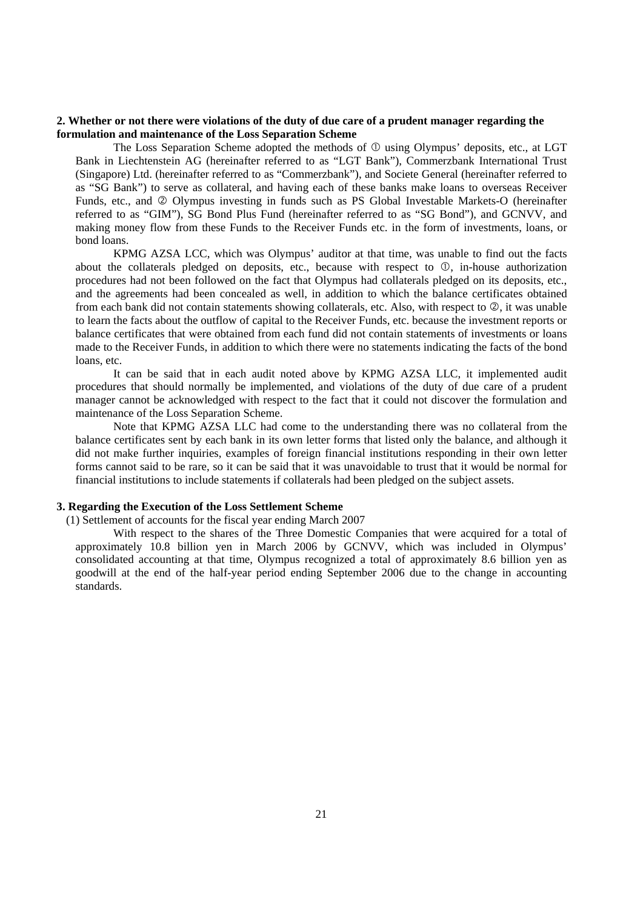**2. Whether or not there were violations of the duty of due care of a prudent manager regarding the formulation and maintenance of the Loss Separation Scheme**

The Loss Separation Scheme adopted the methods of ① using Olympus' deposits, etc., at LGT Bank in Liechtenstein AG (hereinafter referred to as "LGT Bank"), Commerzbank International Trust (Singapore) Ltd. (hereinafter referred to as "Commerzbank"), and Societe General (hereinafter referred to as "SG Bank") to serve as collateral, and having each of these banks make loans to overseas Receiver Funds, etc., and ② Olympus investing in funds such as PS Global Investable Markets-O (hereinafter referred to as "GIM"), SG Bond Plus Fund (hereinafter referred to as "SG Bond"), and GCNVV, and making money flow from these Funds to the Receiver Funds etc. in the form of investments, loans, or bond loans.

KPMG AZSA LCC, which was Olympus' auditor at that time, was unable to find out the facts about the collaterals pledged on deposits, etc., because with respect to ①, in-house authorization procedures had not been followed on the fact that Olympus had collaterals pledged on its deposits, etc., and the agreements had been concealed as well, in addition to which the balance certificates obtained from each bank did not contain statements showing collaterals, etc. Also, with respect to ②, it was unable to learn the facts about the outflow of capital to the Receiver Funds, etc. because the investment reports or balance certificates that were obtained from each fund did not contain statements of investments or loans made to the Receiver Funds, in addition to which there were no statements indicating the facts of the bond loans, etc.

It can be said that in each audit noted above by KPMG AZSA LLC, it implemented audit procedures that should normally be implemented, and violations of the duty of due care of a prudent manager cannot be acknowledged with respect to the fact that it could not discover the formulation and maintenance of the Loss Separation Scheme.

Note that KPMG AZSA LLC had come to the understanding there was no collateral from the balance certificates sent by each bank in its own letter forms that listed only the balance, and although it did not make further inquiries, examples of foreign financial institutions responding in their own letter forms cannot said to be rare, so it can be said that it was unavoidable to trust that it would be normal for financial institutions to include statements if collaterals had been pledged on the subject assets.

**3. Regarding the Execution of the Loss Settlement Scheme**

(1) Settlement of accounts for the fiscal year ending March 2007

With respect to the shares of the Three Domestic Companies that were acquired for a total of approximately 10.8 billion yen in March 2006 by GCNVV, which was included in Olympus' consolidated accounting at that time, Olympus recognized a total of approximately 8.6 billion yen as goodwill at the end of the half-year period ending September 2006 due to the change in accounting standards.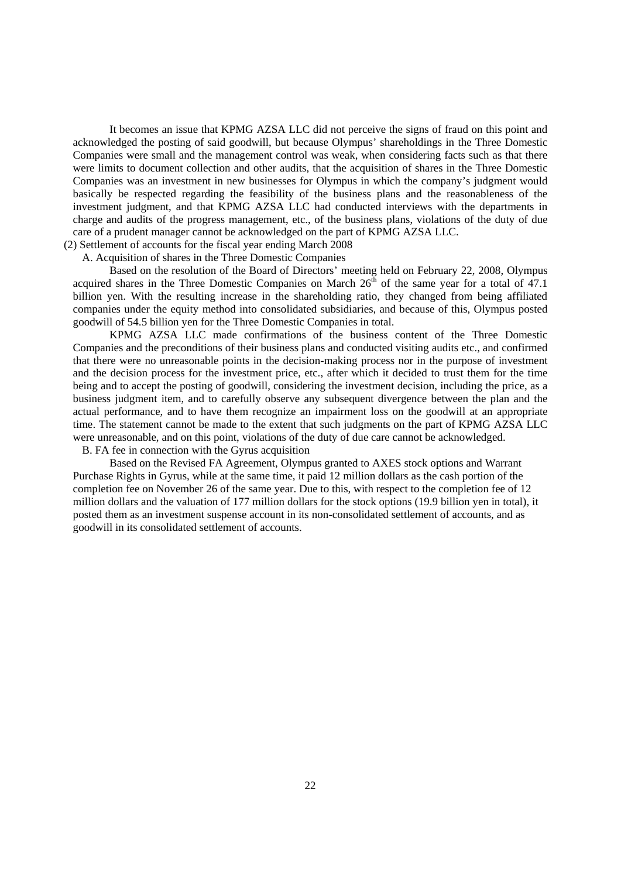It becomes an issue that KPMG AZSA LLC did not perceive the signs of fraud on this point and acknowledged the posting of said goodwill, but because Olympus' shareholdings in the Three Domestic Companies were small and the management control was weak, when considering facts such as that there were limits to document collection and other audits, that the acquisition of shares in the Three Domestic Companies was an investment in new businesses for Olympus in which the company's judgment would basically be respected regarding the feasibility of the business plans and the reasonableness of the investment judgment, and that KPMG AZSA LLC had conducted interviews with the departments in charge and audits of the progress management, etc., of the business plans, violations of the duty of due care of a prudent manager cannot be acknowledged on the part of KPMG AZSA LLC.

(2) Settlement of accounts for the fiscal year ending March 2008

A. Acquisition of shares in the Three Domestic Companies

Based on the resolution of the Board of Directors' meeting held on February 22, 2008, Olympus acquired shares in the Three Domestic Companies on March 26th of the same year for a total of 47.1 billion yen. With the resulting increase in the shareholding ratio, they changed from being affiliated companies under the equity method into consolidated subsidiaries, and because of this, Olympus posted goodwill of 54.5 billion yen for the Three Domestic Companies in total.

KPMG AZSA LLC made confirmations of the business content of the Three Domestic Companies and the preconditions of their business plans and conducted visiting audits etc., and confirmed that there were no unreasonable points in the decision-making process nor in the purpose of investment and the decision process for the investment price, etc., after which it decided to trust them for the time being and to accept the posting of goodwill, considering the investment decision, including the price, as a business judgment item, and to carefully observe any subsequent divergence between the plan and the actual performance, and to have them recognize an impairment loss on the goodwill at an appropriate time. The statement cannot be made to the extent that such judgments on the part of KPMG AZSA LLC were unreasonable, and on this point, violations of the duty of due care cannot be acknowledged.

B. FA fee in connection with the Gyrus acquisition

Based on the Revised FA Agreement, Olympus granted to AXES stock options and Warrant Purchase Rights in Gyrus, while at the same time, it paid 12 million dollars as the cash portion of the completion fee on November 26 of the same year. Due to this, with respect to the completion fee of 12 million dollars and the valuation of 177 million dollars for the stock options (19.9 billion yen in total), it posted them as an investment suspense account in its non-consolidated settlement of accounts, and as goodwill in its consolidated settlement of accounts.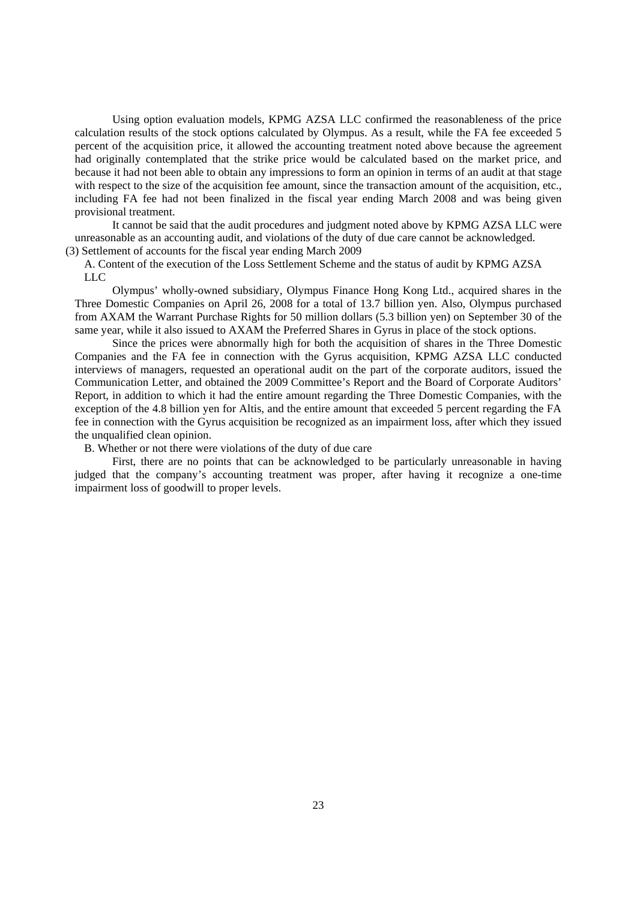Using option evaluation models, KPMG AZSA LLC confirmed the reasonableness of the price calculation results of the stock options calculated by Olympus. As a result, while the FA fee exceeded 5 percent of the acquisition price, it allowed the accounting treatment noted above because the agreement had originally contemplated that the strike price would be calculated based on the market price, and because it had not been able to obtain any impressions to form an opinion in terms of an audit at that stage with respect to the size of the acquisition fee amount, since the transaction amount of the acquisition, etc., including FA fee had not been finalized in the fiscal year ending March 2008 and was being given provisional treatment.

It cannot be said that the audit procedures and judgment noted above by KPMG AZSA LLC were unreasonable as an accounting audit, and violations of the duty of due care cannot be acknowledged.

(3) Settlement of accounts for the fiscal year ending March 2009

A. Content of the execution of the Loss Settlement Scheme and the status of audit by KPMG AZSA LLC

Olympus' wholly-owned subsidiary, Olympus Finance Hong Kong Ltd., acquired shares in the Three Domestic Companies on April 26, 2008 for a total of 13.7 billion yen. Also, Olympus purchased from AXAM the Warrant Purchase Rights for 50 million dollars (5.3 billion yen) on September 30 of the same year, while it also issued to AXAM the Preferred Shares in Gyrus in place of the stock options.

Since the prices were abnormally high for both the acquisition of shares in the Three Domestic Companies and the FA fee in connection with the Gyrus acquisition, KPMG AZSA LLC conducted interviews of managers, requested an operational audit on the part of the corporate auditors, issued the Communication Letter, and obtained the 2009 Committee's Report and the Board of Corporate Auditors' Report, in addition to which it had the entire amount regarding the Three Domestic Companies, with the exception of the 4.8 billion yen for Altis, and the entire amount that exceeded 5 percent regarding the FA fee in connection with the Gyrus acquisition be recognized as an impairment loss, after which they issued the unqualified clean opinion.

B. Whether or not there were violations of the duty of due care

First, there are no points that can be acknowledged to be particularly unreasonable in having judged that the company's accounting treatment was proper, after having it recognize a one-time impairment loss of goodwill to proper levels.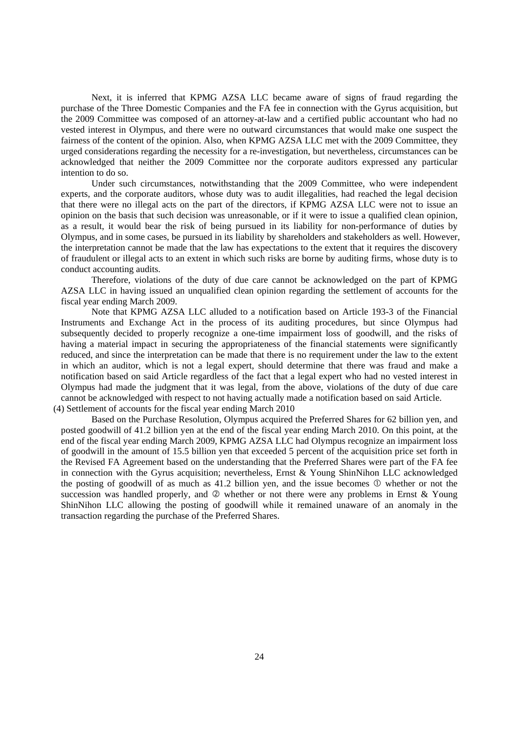Next, it is inferred that KPMG AZSA LLC became aware of signs of fraud regarding the purchase of the Three Domestic Companies and the FA fee in connection with the Gyrus acquisition, but the 2009 Committee was composed of an attorney-at-law and a certified public accountant who had no vested interest in Olympus, and there were no outward circumstances that would make one suspect the fairness of the content of the opinion. Also, when KPMG AZSA LLC met with the 2009 Committee, they urged considerations regarding the necessity for a re-investigation, but nevertheless, circumstances can be acknowledged that neither the 2009 Committee nor the corporate auditors expressed any particular intention to do so.

Under such circumstances, notwithstanding that the 2009 Committee, who were independent experts, and the corporate auditors, whose duty was to audit illegalities, had reached the legal decision that there were no illegal acts on the part of the directors, if KPMG AZSA LLC were not to issue an opinion on the basis that such decision was unreasonable, or if it were to issue a qualified clean opinion, as a result, it would bear the risk of being pursued in its liability for non-performance of duties by Olympus, and in some cases, be pursued in its liability by shareholders and stakeholders as well. However, the interpretation cannot be made that the law has expectations to the extent that it requires the discovery of fraudulent or illegal acts to an extent in which such risks are borne by auditing firms, whose duty is to conduct accounting audits.

Therefore, violations of the duty of due care cannot be acknowledged on the part of KPMG AZSA LLC in having issued an unqualified clean opinion regarding the settlement of accounts for the fiscal year ending March 2009.

Note that KPMG AZSA LLC alluded to a notification based on Article 193-3 of the Financial Instruments and Exchange Act in the process of its auditing procedures, but since Olympus had subsequently decided to properly recognize a one-time impairment loss of goodwill, and the risks of having a material impact in securing the appropriateness of the financial statements were significantly reduced, and since the interpretation can be made that there is no requirement under the law to the extent in which an auditor, which is not a legal expert, should determine that there was fraud and make a notification based on said Article regardless of the fact that a legal expert who had no vested interest in Olympus had made the judgment that it was legal, from the above, violations of the duty of due care cannot be acknowledged with respect to not having actually made a notification based on said Article.

(4) Settlement of accounts for the fiscal year ending March 2010

Based on the Purchase Resolution, Olympus acquired the Preferred Shares for 62 billion yen, and posted goodwill of 41.2 billion yen at the end of the fiscal year ending March 2010. On this point, at the end of the fiscal year ending March 2009, KPMG AZSA LLC had Olympus recognize an impairment loss of goodwill in the amount of 15.5 billion yen that exceeded 5 percent of the acquisition price set forth in the Revised FA Agreement based on the understanding that the Preferred Shares were part of the FA fee in connection with the Gyrus acquisition; nevertheless, Ernst & Young ShinNihon LLC acknowledged the posting of goodwill of as much as 41.2 billion yen, and the issue becomes ① whether or not the succession was handled properly, and ② whether or not there were any problems in Ernst & Young ShinNihon LLC allowing the posting of goodwill while it remained unaware of an anomaly in the transaction regarding the purchase of the Preferred Shares.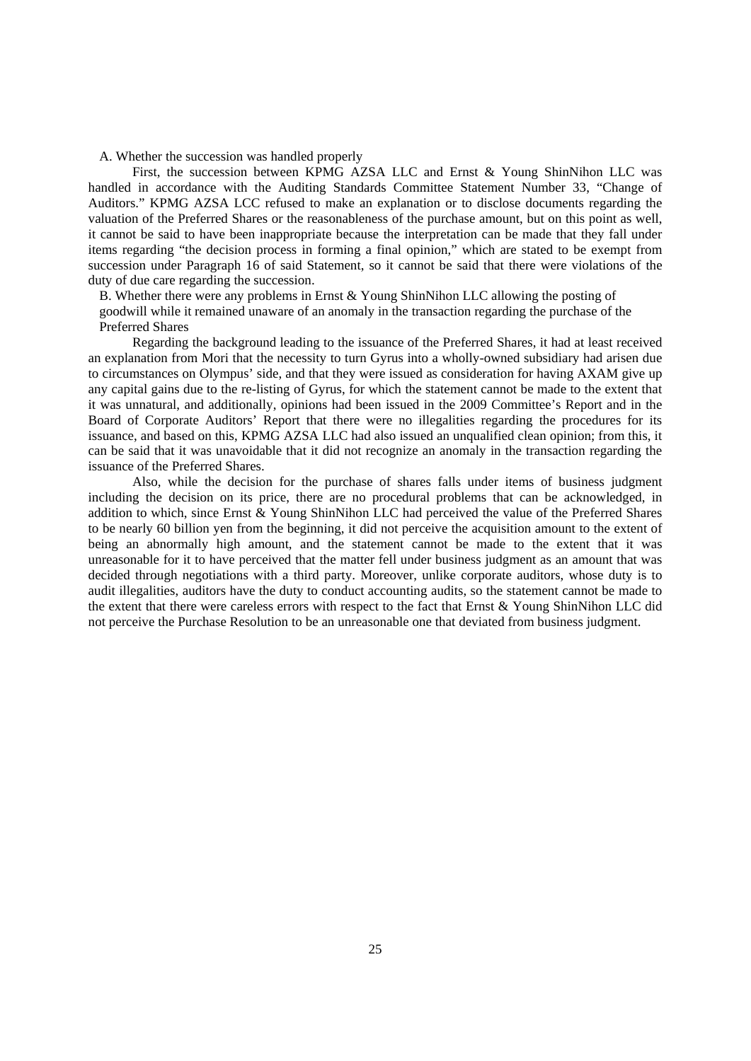A. Whether the succession was handled properly

First, the succession between KPMG AZSA LLC and Ernst & Young ShinNihon LLC was handled in accordance with the Auditing Standards Committee Statement Number 33, "Change of Auditors." KPMG AZSA LCC refused to make an explanation or to disclose documents regarding the valuation of the Preferred Shares or the reasonableness of the purchase amount, but on this point as well, it cannot be said to have been inappropriate because the interpretation can be made that they fall under items regarding "the decision process in forming a final opinion," which are stated to be exempt from succession under Paragraph 16 of said Statement, so it cannot be said that there were violations of the duty of due care regarding the succession.

B. Whether there were any problems in Ernst & Young ShinNihon LLC allowing the posting of goodwill while it remained unaware of an anomaly in the transaction regarding the purchase of the Preferred Shares

Regarding the background leading to the issuance of the Preferred Shares, it had at least received an explanation from Mori that the necessity to turn Gyrus into a wholly-owned subsidiary had arisen due to circumstances on Olympus' side, and that they were issued as consideration for having AXAM give up any capital gains due to the re-listing of Gyrus, for which the statement cannot be made to the extent that it was unnatural, and additionally, opinions had been issued in the 2009 Committee's Report and in the Board of Corporate Auditors' Report that there were no illegalities regarding the procedures for its issuance, and based on this, KPMG AZSA LLC had also issued an unqualified clean opinion; from this, it can be said that it was unavoidable that it did not recognize an anomaly in the transaction regarding the issuance of the Preferred Shares.

Also, while the decision for the purchase of shares falls under items of business judgment including the decision on its price, there are no procedural problems that can be acknowledged, in addition to which, since Ernst & Young ShinNihon LLC had perceived the value of the Preferred Shares to be nearly 60 billion yen from the beginning, it did not perceive the acquisition amount to the extent of being an abnormally high amount, and the statement cannot be made to the extent that it was unreasonable for it to have perceived that the matter fell under business judgment as an amount that was decided through negotiations with a third party. Moreover, unlike corporate auditors, whose duty is to audit illegalities, auditors have the duty to conduct accounting audits, so the statement cannot be made to the extent that there were careless errors with respect to the fact that Ernst & Young ShinNihon LLC did not perceive the Purchase Resolution to be an unreasonable one that deviated from business judgment.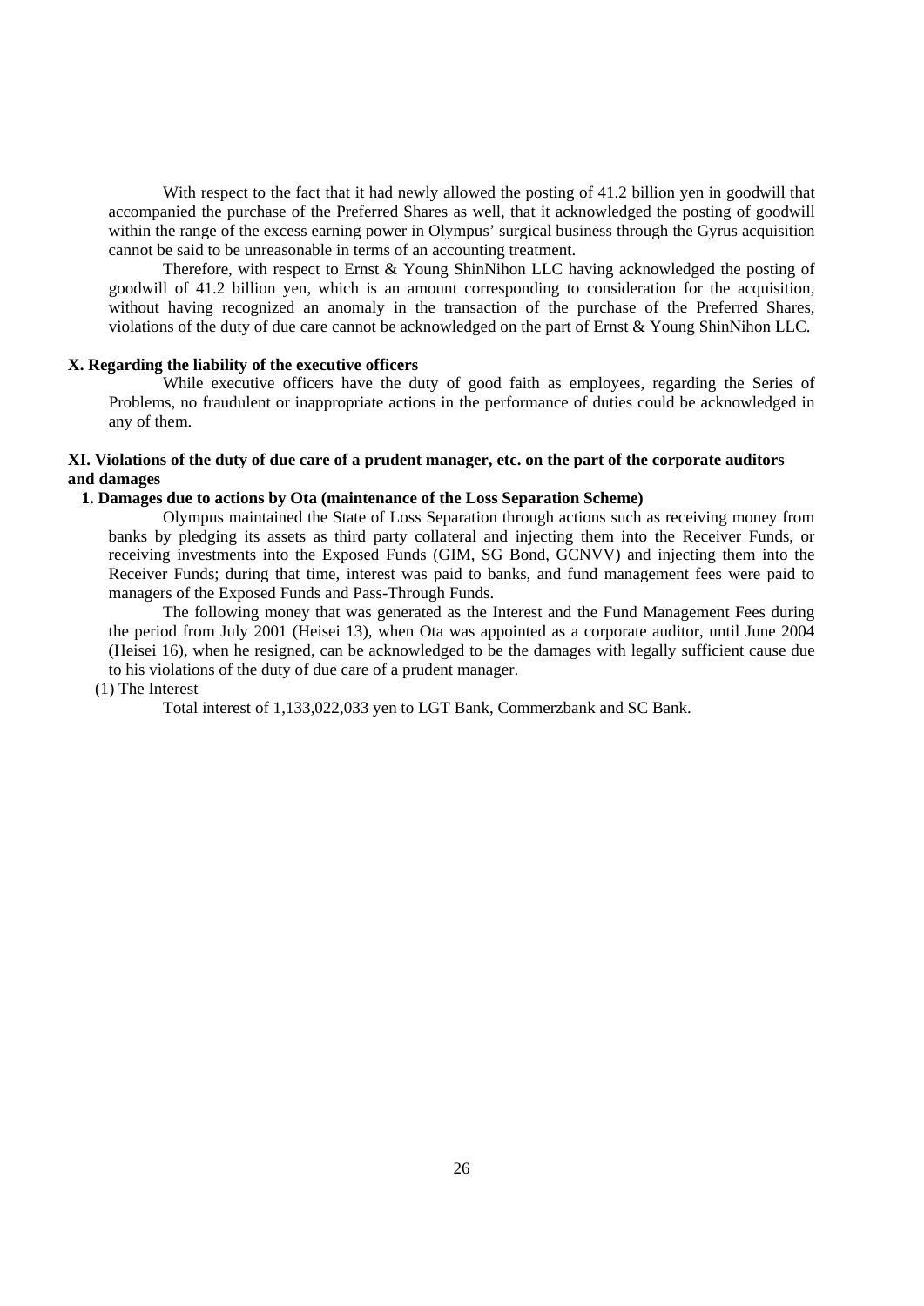With respect to the fact that it had newly allowed the posting of 41.2 billion yen in goodwill that accompanied the purchase of the Preferred Shares as well, that it acknowledged the posting of goodwill within the range of the excess earning power in Olympus' surgical business through the Gyrus acquisition cannot be said to be unreasonable in terms of an accounting treatment.

Therefore, with respect to Ernst & Young ShinNihon LLC having acknowledged the posting of goodwill of 41.2 billion yen, which is an amount corresponding to consideration for the acquisition, without having recognized an anomaly in the transaction of the purchase of the Preferred Shares, violations of the duty of due care cannot be acknowledged on the part of Ernst & Young ShinNihon LLC.

## X. Regarding the liability of the executive officers

While executive officers have the duty of good faith as employees, regarding the Series of Problems, no fraudulent or inappropriate actions in the performance of duties could be acknowledged in any of them.

## XI. Violations of the duty of due care of a prudent manager, etc. on the part of the corporate auditors and damages

### 1. Damages due to actions by Ota (maintenance of the Loss Separation Scheme)

Olympus maintained the State of Loss Separation through actions such as receiving money from banks by pledging its assets as third party collateral and injecting them into the Receiver Funds, or receiving investments into the Exposed Funds (GIM, SG Bond, GCNVV) and injecting them into the Receiver Funds; during that time, interest was paid to banks, and fund management fees were paid to managers of the Exposed Funds and Pass-Through Funds.

The following money that was generated as the Interest and the Fund Management Fees during the period from July 2001 (Heisei 13), when Ota was appointed as a corporate auditor, until June 2004 (Heisei 16), when he resigned, can be acknowledged to be the damages with legally sufficient cause due to his violations of the duty of due care of a prudent manager.

(1) The Interest

Total interest of 1,133,022,033 yen to LGT Bank, Commerzbank and SC Bank.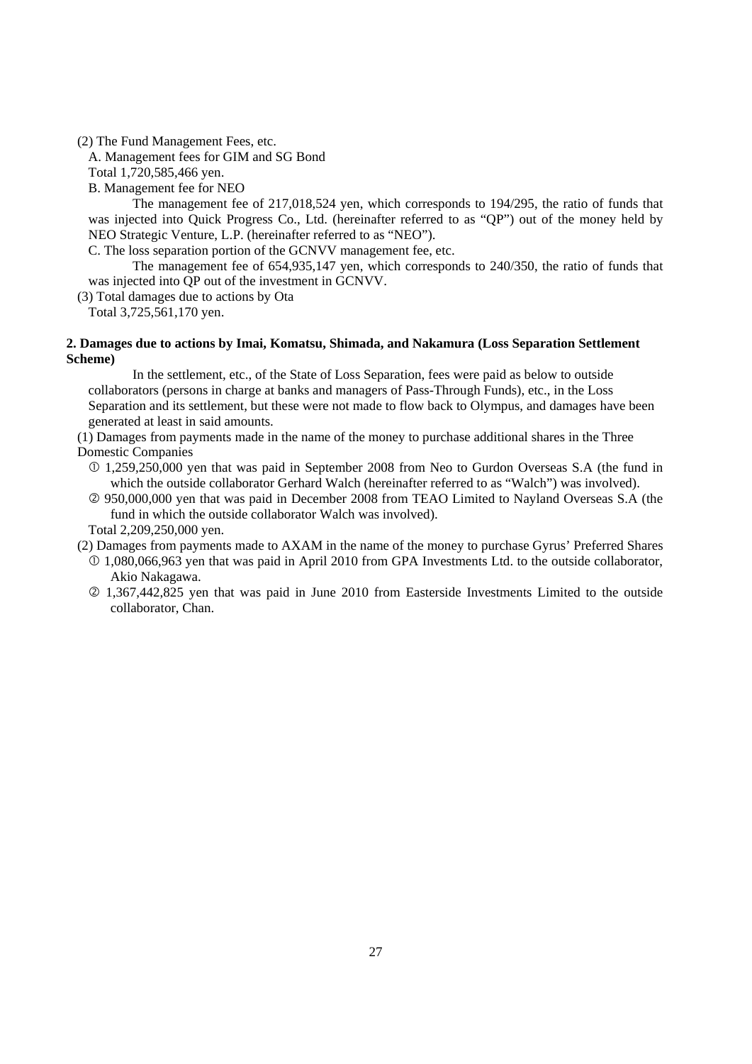(2) The Fund Management Fees, etc.

A. Management fees for GIM and SG Bond

Total 1,720,585,466 yen.

B. Management fee for NEO

The management fee of 217,018,524 yen, which corresponds to 194/295, the ratio of funds that was injected into Quick Progress Co., Ltd. (hereinafter referred to as "QP") out of the money held by NEO Strategic Venture, L.P. (hereinafter referred to as "NEO").

C. The loss separation portion of the GCNVV management fee, etc.

The management fee of 654,935,147 yen, which corresponds to 240/350, the ratio of funds that was injected into QP out of the investment in GCNVV.

(3) Total damages due to actions by Ota

Total 3,725,561,170 yen.

**2. Damages due to actions by Imai, Komatsu, Shimada, and Nakamura (Loss Separation Settlement Scheme)**

In the settlement, etc., of the State of Loss Separation, fees were paid as below to outside collaborators (persons in charge at banks and managers of Pass-Through Funds), etc., in the Loss Separation and its settlement, but these were not made to flow back to Olympus, and damages have been generated at least in said amounts.

(1) Damages from payments made in the name of the money to purchase additional shares in the Three Domestic Companies

① 1,259,250,000 yen that was paid in September 2008 from Neo to Gurdon Overseas S.A (the fund in which the outside collaborator Gerhard Walch (hereinafter referred to as "Walch") was involved).

② 950,000,000 yen that was paid in December 2008 from TEAO Limited to Nayland Overseas S.A (the fund in which the outside collaborator Walch was involved).

Total 2,209,250,000 yen.

(2) Damages from payments made to AXAM in the name of the money to purchase Gyrus' Preferred Shares

① 1,080,066,963 yen that was paid in April 2010 from GPA Investments Ltd. to the outside collaborator, Akio Nakagawa.

② 1,367,442,825 yen that was paid in June 2010 from Easterside Investments Limited to the outside collaborator, Chan.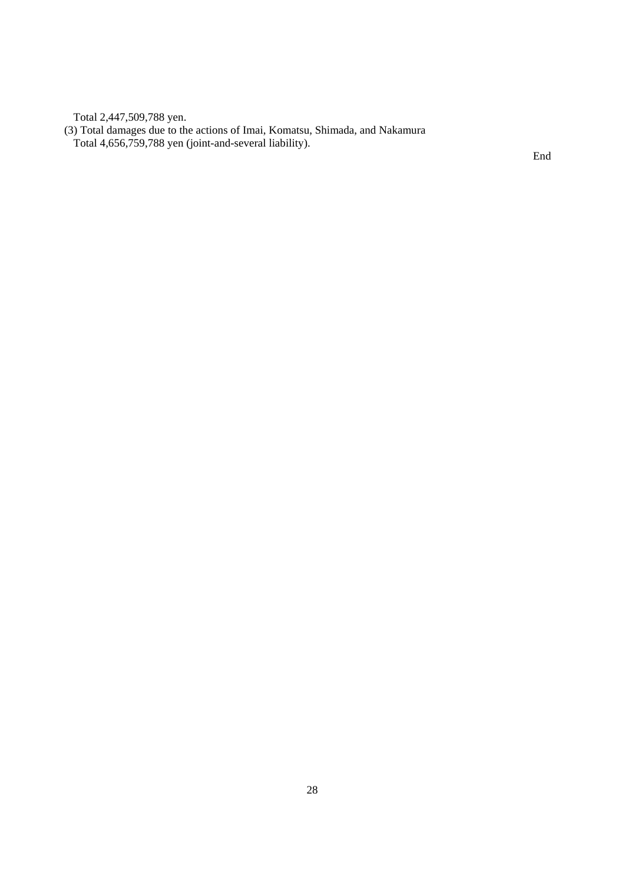Total 2,447,509,788 yen.

(3) Total damages due to the actions of Imai, Komatsu, Shimada, and Nakamura

Total 4,656,759,788 yen (joint-and-several liability).

End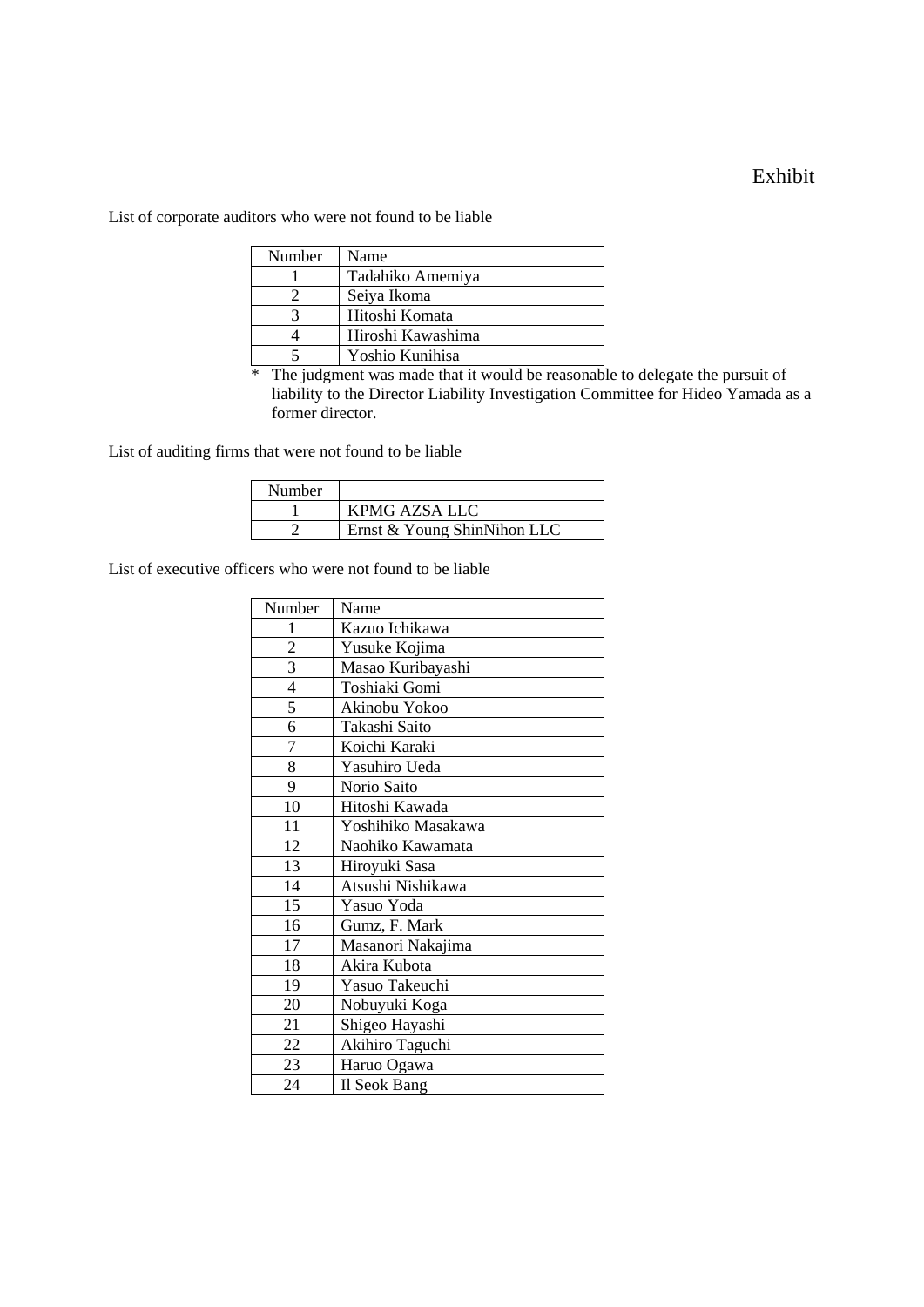Exhibit

List of corporate auditors who were not found to be liable

| Number | Name |
|---|---|
| 1 | Tadahiko Amemiya |
| 2 | Seiya Ikoma |
| 3 | Hitoshi Komata |
| 4 | Hiroshi Kawashima |
| 5 | Yoshio Kunihisa |

\* The judgment was made that it would be reasonable to delegate the pursuit of liability to the Director Liability Investigation Committee for Hideo Yamada as a former director.

List of auditing firms that were not found to be liable

| Number | |
|---|---|
| 1 | KPMG AZSA LLC |
| 2 | Ernst & Young ShinNihon LLC |

List of executive officers who were not found to be liable

| Number | Name |
|---|---|
| 1 | Kazuo Ichikawa |
| 2 | Yusuke Kojima |
| 3 | Masao Kuribayashi |
| 4 | Toshiaki Gomi |
| 5 | Akinobu Yokoo |
| 6 | Takashi Saito |
| 7 | Koichi Karaki |
| 8 | Yasuhiro Ueda |
| 9 | Norio Saito |
| 10 | Hitoshi Kawada |
| 11 | Yoshihiko Masakawa |
| 12 | Naohiko Kawamata |
| 13 | Hiroyuki Sasa |
| 14 | Atsushi Nishikawa |
| 15 | Yasuo Yoda |
| 16 | Gumz, F. Mark |
| 17 | Masanori Nakajima |
| 18 | Akira Kubota |
| 19 | Yasuo Takeuchi |
| 20 | Nobuyuki Koga |
| 21 | Shigeo Hayashi |
| 22 | Akihiro Taguchi |
| 23 | Haruo Ogawa |
| 24 | Il Seok Bang |